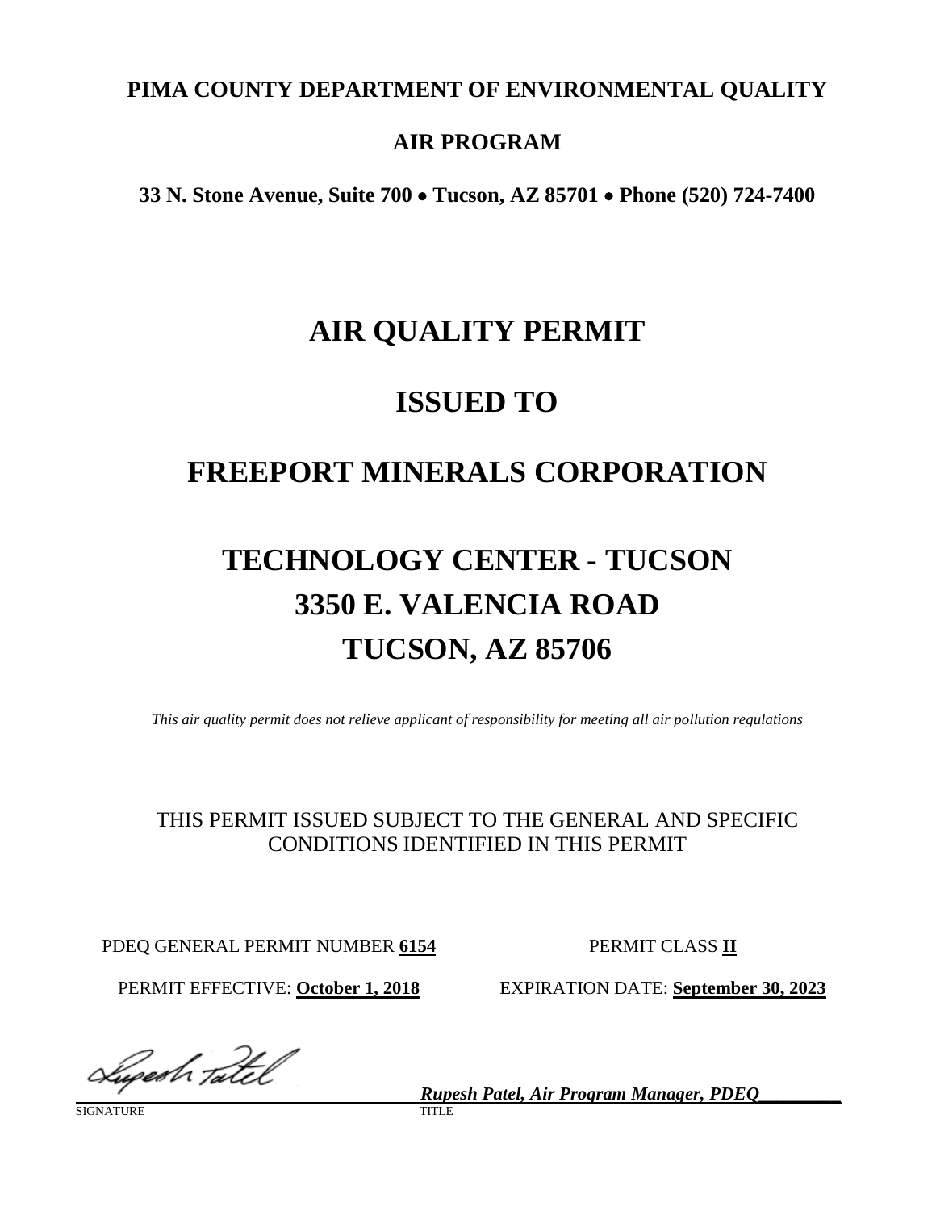**PIMA COUNTY DEPARTMENT OF ENVIRONMENTAL QUALITY**

**AIR PROGRAM**

**33 N. Stone Avenue, Suite 700 • Tucson, AZ 85701 • Phone (520) 724-7400**

# AIR QUALITY PERMIT

# ISSUED TO

# FREEPORT MINERALS CORPORATION

# TECHNOLOGY CENTER - TUCSON
# 3350 E. VALENCIA ROAD
# TUCSON, AZ 85706

*This air quality permit does not relieve applicant of responsibility for meeting all air pollution regulations*

THIS PERMIT ISSUED SUBJECT TO THE GENERAL AND SPECIFIC CONDITIONS IDENTIFIED IN THIS PERMIT

PDEQ GENERAL PERMIT NUMBER **6154** PERMIT CLASS **II**

PERMIT EFFECTIVE: **October 1, 2018** EXPIRATION DATE: **September 30, 2023**

SIGNATURE

***Rupesh Patel, Air Program Manager, PDEQ***
TITLE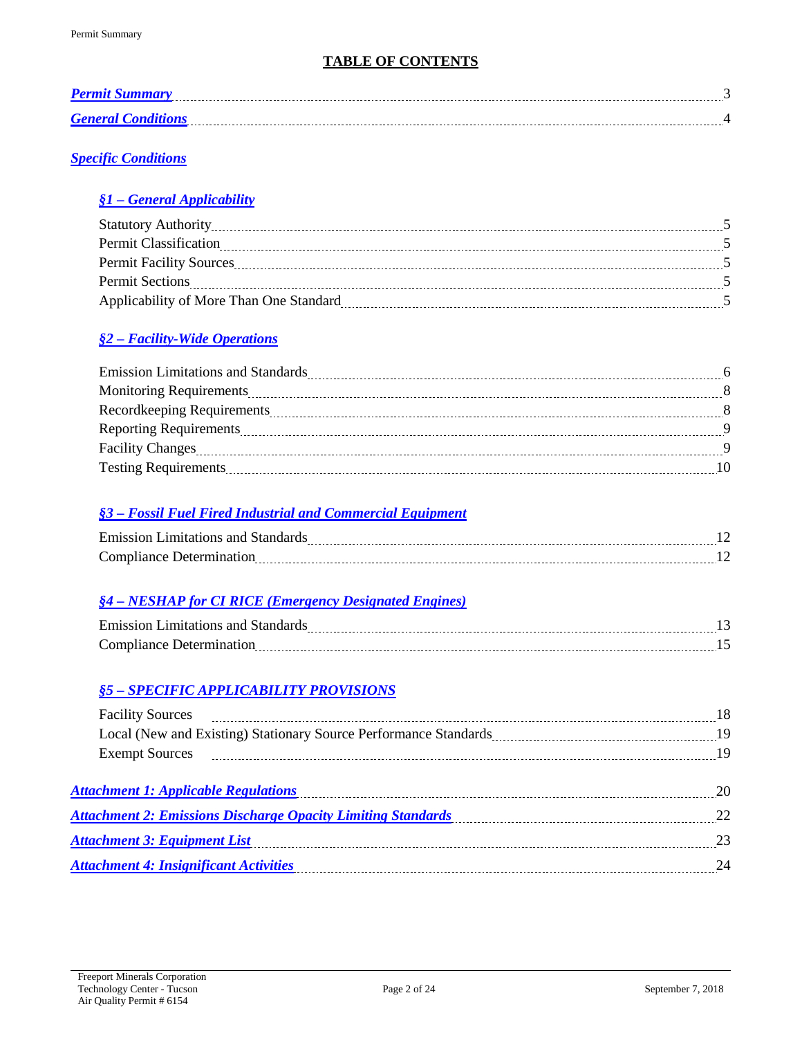# TABLE OF CONTENTS

***Permit Summary*** ........................................................................................................ 3

***General Conditions*** .................................................................................................... 4

## ***Specific Conditions***

### ***§1 – General Applicability***

Statutory Authority ........................................................................................................ 5
Permit Classification ....................................................................................................... 5
Permit Facility Sources .................................................................................................... 5
Permit Sections ............................................................................................................... 5
Applicability of More Than One Standard ...................................................................... 5

### ***§2 – Facility-Wide Operations***

Emission Limitations and Standards ................................................................................ 6
Monitoring Requirements ................................................................................................ 8
Recordkeeping Requirements .......................................................................................... 8
Reporting Requirements .................................................................................................. 9
Facility Changes .............................................................................................................. 9
Testing Requirements ..................................................................................................... 10

### ***§3 – Fossil Fuel Fired Industrial and Commercial Equipment***

Emission Limitations and Standards ............................................................................... 12
Compliance Determination ............................................................................................. 12

### ***§4 – NESHAP for CI RICE (Emergency Designated Engines)***

Emission Limitations and Standards ............................................................................... 13
Compliance Determination ............................................................................................. 15

### ***§5 – SPECIFIC APPLICABILITY PROVISIONS***

Facility Sources ............................................................................................................... 18
Local (New and Existing) Stationary Source Performance Standards ............................ 19
Exempt Sources .............................................................................................................. 19

***Attachment 1: Applicable Regulations*** ........................................................................ 20

***Attachment 2: Emissions Discharge Opacity Limiting Standards*** ................................ 22

***Attachment 3: Equipment List*** ..................................................................................... 23

***Attachment 4: Insignificant Activities*** .......................................................................... 24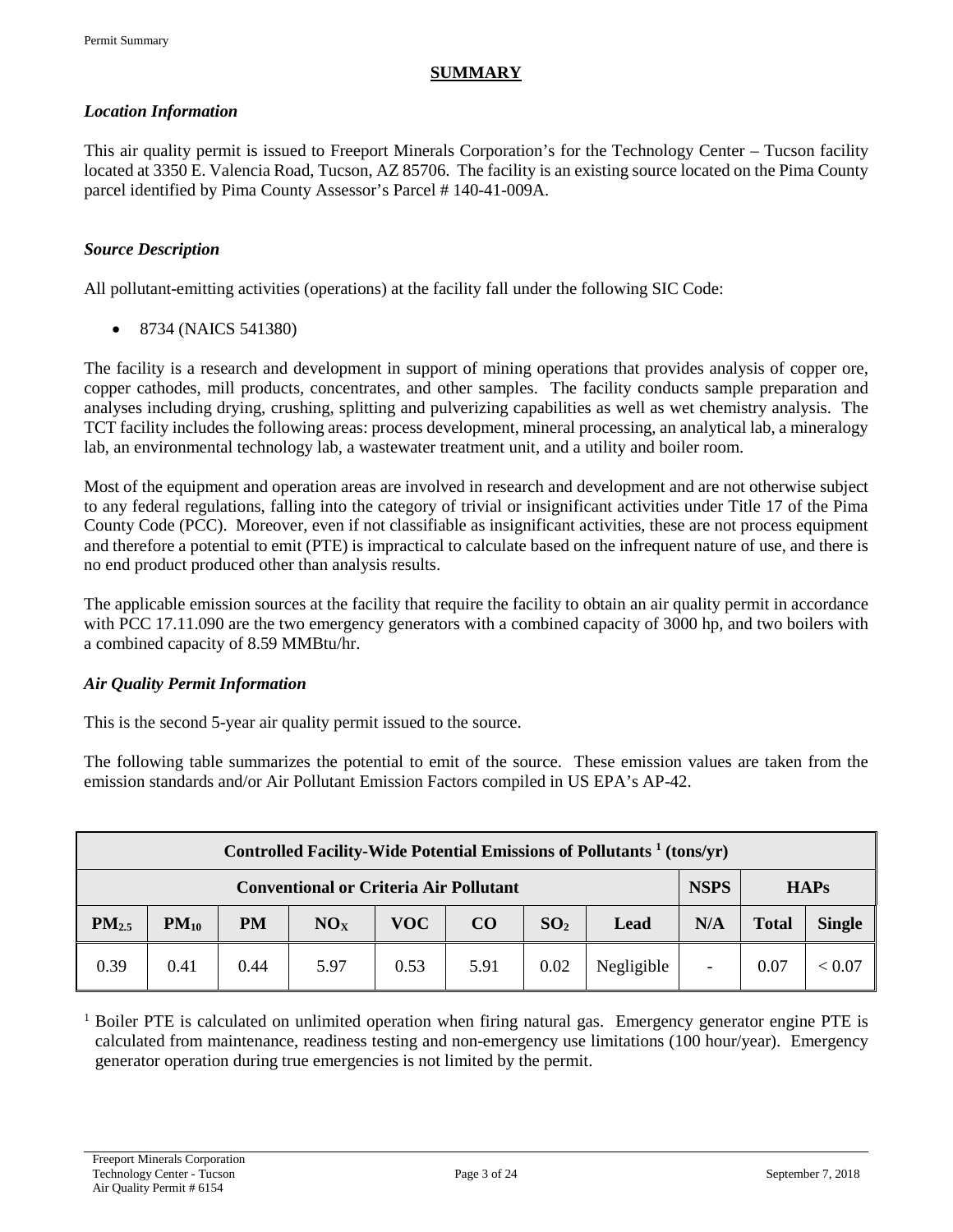## SUMMARY

### *Location Information*

This air quality permit is issued to Freeport Minerals Corporation's for the Technology Center – Tucson facility located at 3350 E. Valencia Road, Tucson, AZ 85706. The facility is an existing source located on the Pima County parcel identified by Pima County Assessor's Parcel # 140-41-009A.

### *Source Description*

All pollutant-emitting activities (operations) at the facility fall under the following SIC Code:

- 8734 (NAICS 541380)

The facility is a research and development in support of mining operations that provides analysis of copper ore, copper cathodes, mill products, concentrates, and other samples. The facility conducts sample preparation and analyses including drying, crushing, splitting and pulverizing capabilities as well as wet chemistry analysis. The TCT facility includes the following areas: process development, mineral processing, an analytical lab, a mineralogy lab, an environmental technology lab, a wastewater treatment unit, and a utility and boiler room.

Most of the equipment and operation areas are involved in research and development and are not otherwise subject to any federal regulations, falling into the category of trivial or insignificant activities under Title 17 of the Pima County Code (PCC). Moreover, even if not classifiable as insignificant activities, these are not process equipment and therefore a potential to emit (PTE) is impractical to calculate based on the infrequent nature of use, and there is no end product produced other than analysis results.

The applicable emission sources at the facility that require the facility to obtain an air quality permit in accordance with PCC 17.11.090 are the two emergency generators with a combined capacity of 3000 hp, and two boilers with a combined capacity of 8.59 MMBtu/hr.

### *Air Quality Permit Information*

This is the second 5-year air quality permit issued to the source.

The following table summarizes the potential to emit of the source. These emission values are taken from the emission standards and/or Air Pollutant Emission Factors compiled in US EPA's AP-42.

| Controlled Facility-Wide Potential Emissions of Pollutants [1] (tons/yr) | | | | | | | | | | |
|---|---|---|---|---|---|---|---|---|---|---|
| Conventional or Criteria Air Pollutant | | | | | | | | NSPS | HAPs | |
| $PM_{2.5}$ | $PM_{10}$ | PM | $NO_X$ | VOC | CO | $SO_2$ | Lead | N/A | Total | Single |
| 0.39 | 0.41 | 0.44 | 5.97 | 0.53 | 5.91 | 0.02 | Negligible | - | 0.07 | < 0.07 |

[1] Boiler PTE is calculated on unlimited operation when firing natural gas. Emergency generator engine PTE is calculated from maintenance, readiness testing and non-emergency use limitations (100 hour/year). Emergency generator operation during true emergencies is not limited by the permit.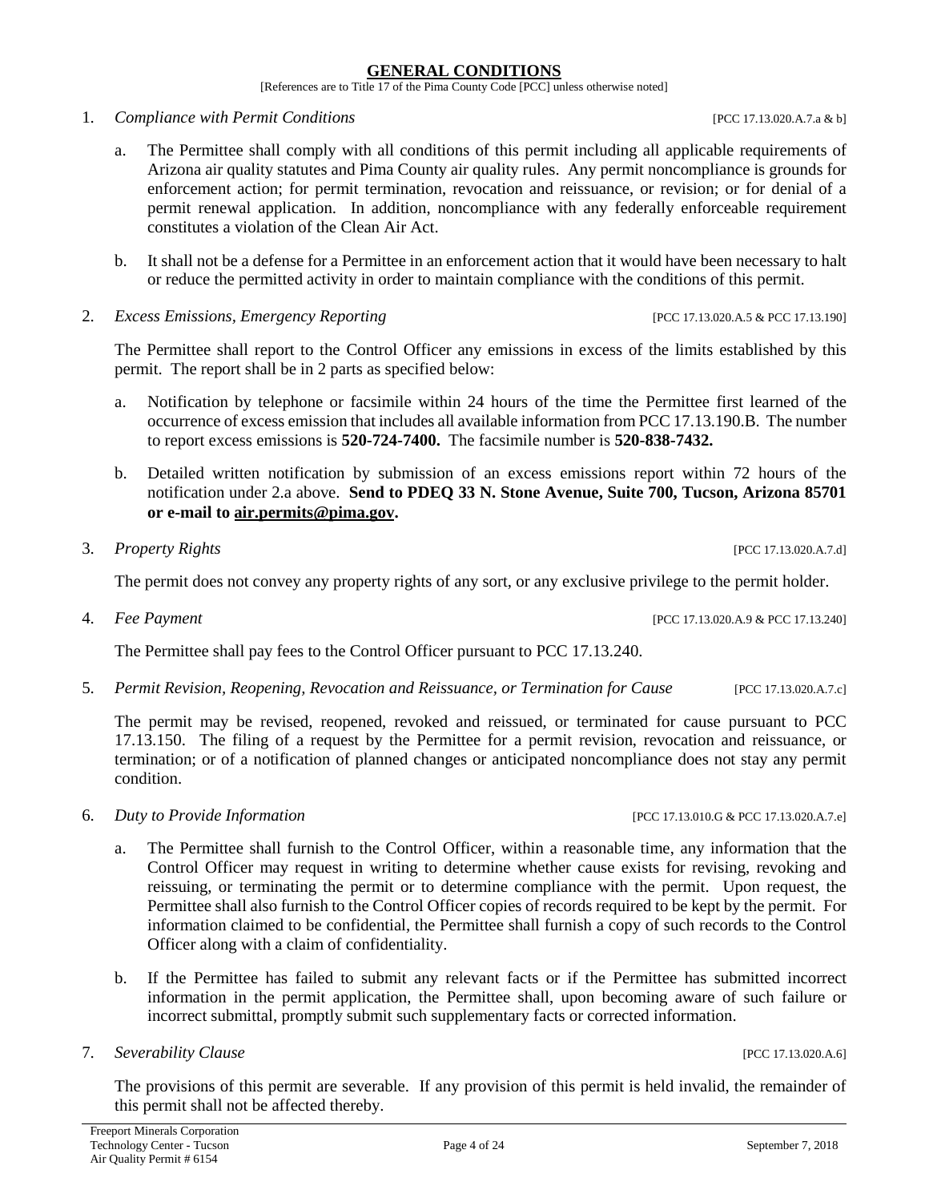## GENERAL CONDITIONS

[References are to Title 17 of the Pima County Code [PCC] unless otherwise noted]

1. *Compliance with Permit Conditions* [PCC 17.13.020.A.7.a & b]

   a. The Permittee shall comply with all conditions of this permit including all applicable requirements of Arizona air quality statutes and Pima County air quality rules. Any permit noncompliance is grounds for enforcement action; for permit termination, revocation and reissuance, or revision; or for denial of a permit renewal application. In addition, noncompliance with any federally enforceable requirement constitutes a violation of the Clean Air Act.

   b. It shall not be a defense for a Permittee in an enforcement action that it would have been necessary to halt or reduce the permitted activity in order to maintain compliance with the conditions of this permit.

2. *Excess Emissions, Emergency Reporting* [PCC 17.13.020.A.5 & PCC 17.13.190]

   The Permittee shall report to the Control Officer any emissions in excess of the limits established by this permit. The report shall be in 2 parts as specified below:

   a. Notification by telephone or facsimile within 24 hours of the time the Permittee first learned of the occurrence of excess emission that includes all available information from PCC 17.13.190.B. The number to report excess emissions is **520-724-7400.** The facsimile number is **520-838-7432.**

   b. Detailed written notification by submission of an excess emissions report within 72 hours of the notification under 2.a above. **Send to PDEQ 33 N. Stone Avenue, Suite 700, Tucson, Arizona 85701 or e-mail to air.permits@pima.gov.**

3. *Property Rights* [PCC 17.13.020.A.7.d]

   The permit does not convey any property rights of any sort, or any exclusive privilege to the permit holder.

4. *Fee Payment* [PCC 17.13.020.A.9 & PCC 17.13.240]

   The Permittee shall pay fees to the Control Officer pursuant to PCC 17.13.240.

5. *Permit Revision, Reopening, Revocation and Reissuance, or Termination for Cause* [PCC 17.13.020.A.7.c]

   The permit may be revised, reopened, revoked and reissued, or terminated for cause pursuant to PCC 17.13.150. The filing of a request by the Permittee for a permit revision, revocation and reissuance, or termination; or of a notification of planned changes or anticipated noncompliance does not stay any permit condition.

6. *Duty to Provide Information* [PCC 17.13.010.G & PCC 17.13.020.A.7.e]

   a. The Permittee shall furnish to the Control Officer, within a reasonable time, any information that the Control Officer may request in writing to determine whether cause exists for revising, revoking and reissuing, or terminating the permit or to determine compliance with the permit. Upon request, the Permittee shall also furnish to the Control Officer copies of records required to be kept by the permit. For information claimed to be confidential, the Permittee shall furnish a copy of such records to the Control Officer along with a claim of confidentiality.

   b. If the Permittee has failed to submit any relevant facts or if the Permittee has submitted incorrect information in the permit application, the Permittee shall, upon becoming aware of such failure or incorrect submittal, promptly submit such supplementary facts or corrected information.

7. *Severability Clause* [PCC 17.13.020.A.6]

   The provisions of this permit are severable. If any provision of this permit is held invalid, the remainder of this permit shall not be affected thereby.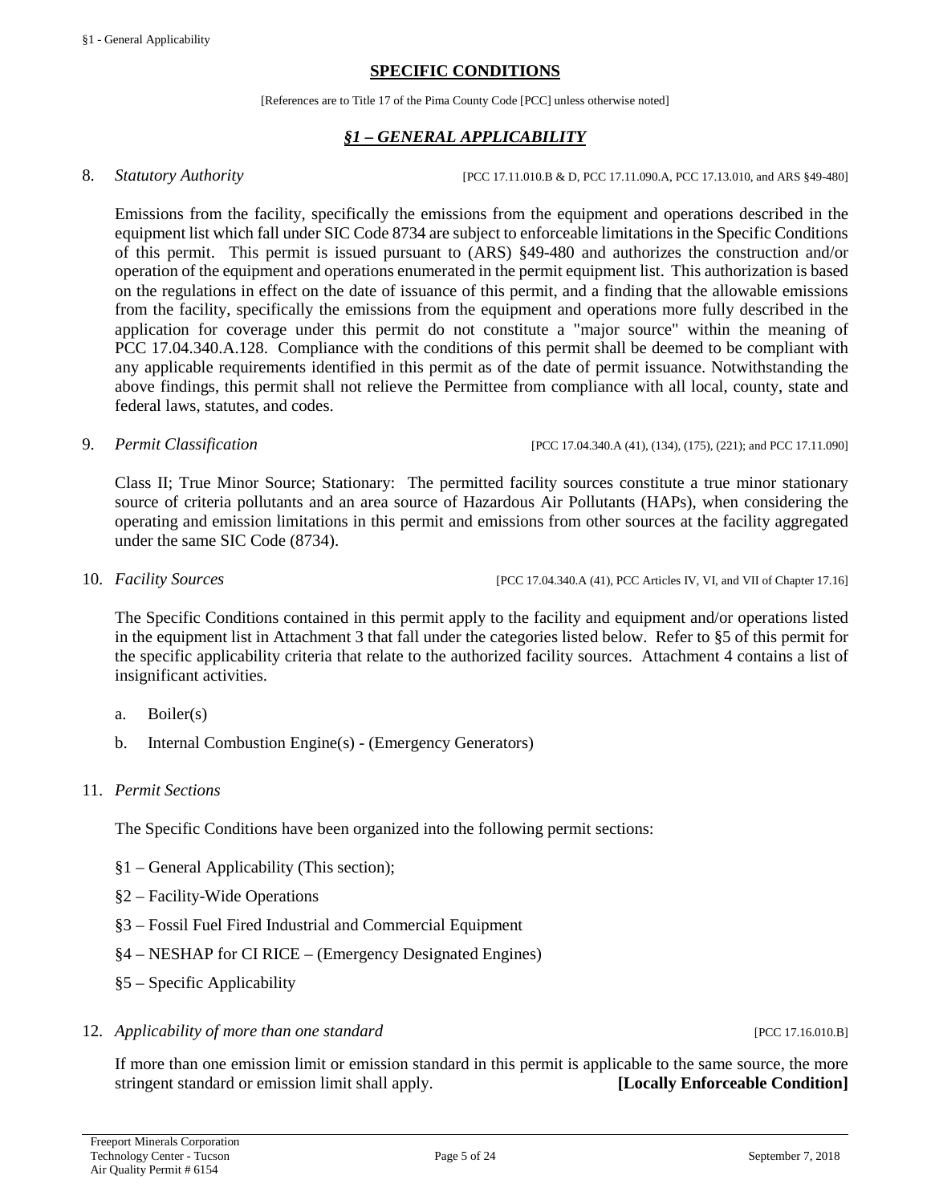## SPECIFIC CONDITIONS

[References are to Title 17 of the Pima County Code [PCC] unless otherwise noted]

### *§1 – GENERAL APPLICABILITY*

8. *Statutory Authority* [PCC 17.11.010.B & D, PCC 17.11.090.A, PCC 17.13.010, and ARS §49-480]

   Emissions from the facility, specifically the emissions from the equipment and operations described in the equipment list which fall under SIC Code 8734 are subject to enforceable limitations in the Specific Conditions of this permit. This permit is issued pursuant to (ARS) §49-480 and authorizes the construction and/or operation of the equipment and operations enumerated in the permit equipment list. This authorization is based on the regulations in effect on the date of issuance of this permit, and a finding that the allowable emissions from the facility, specifically the emissions from the equipment and operations more fully described in the application for coverage under this permit do not constitute a "major source" within the meaning of PCC 17.04.340.A.128. Compliance with the conditions of this permit shall be deemed to be compliant with any applicable requirements identified in this permit as of the date of permit issuance. Notwithstanding the above findings, this permit shall not relieve the Permittee from compliance with all local, county, state and federal laws, statutes, and codes.

9. *Permit Classification* [PCC 17.04.340.A (41), (134), (175), (221); and PCC 17.11.090]

   Class II; True Minor Source; Stationary: The permitted facility sources constitute a true minor stationary source of criteria pollutants and an area source of Hazardous Air Pollutants (HAPs), when considering the operating and emission limitations in this permit and emissions from other sources at the facility aggregated under the same SIC Code (8734).

10. *Facility Sources* [PCC 17.04.340.A (41), PCC Articles IV, VI, and VII of Chapter 17.16]

    The Specific Conditions contained in this permit apply to the facility and equipment and/or operations listed in the equipment list in Attachment 3 that fall under the categories listed below. Refer to §5 of this permit for the specific applicability criteria that relate to the authorized facility sources. Attachment 4 contains a list of insignificant activities.

    a. Boiler(s)

    b. Internal Combustion Engine(s) - (Emergency Generators)

11. *Permit Sections*

    The Specific Conditions have been organized into the following permit sections:

    §1 – General Applicability (This section);

    §2 – Facility-Wide Operations

    §3 – Fossil Fuel Fired Industrial and Commercial Equipment

    §4 – NESHAP for CI RICE – (Emergency Designated Engines)

    §5 – Specific Applicability

12. *Applicability of more than one standard* [PCC 17.16.010.B]

    If more than one emission limit or emission standard in this permit is applicable to the same source, the more stringent standard or emission limit shall apply. **[Locally Enforceable Condition]**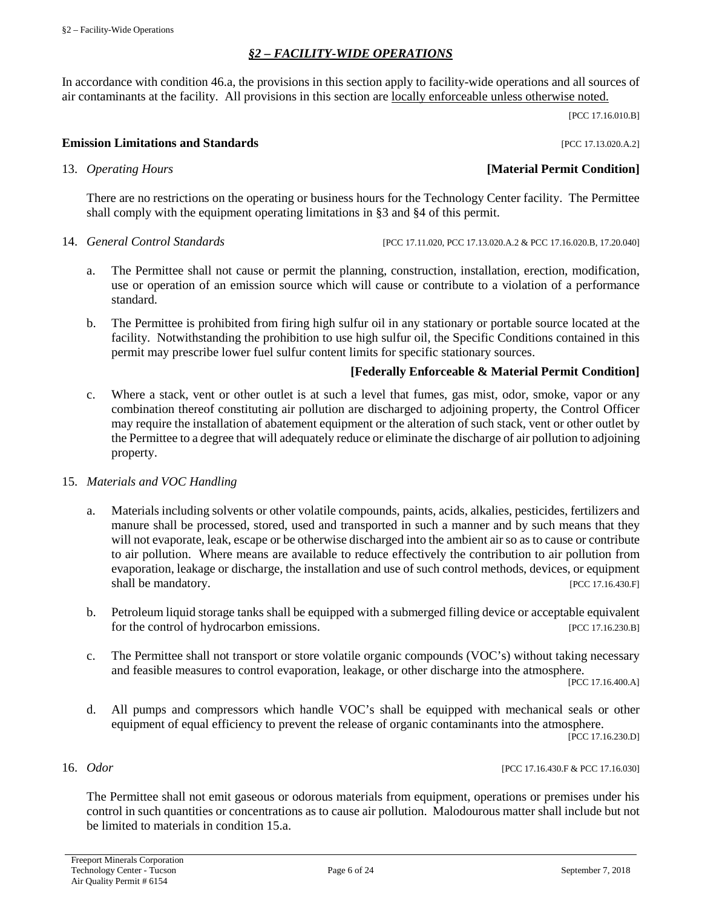## *§2 – FACILITY-WIDE OPERATIONS*

In accordance with condition 46.a, the provisions in this section apply to facility-wide operations and all sources of air contaminants at the facility. All provisions in this section are locally enforceable unless otherwise noted.

[PCC 17.16.010.B]

**Emission Limitations and Standards** [PCC 17.13.020.A.2]

13. *Operating Hours* **[Material Permit Condition]**

There are no restrictions on the operating or business hours for the Technology Center facility. The Permittee shall comply with the equipment operating limitations in §3 and §4 of this permit.

14. *General Control Standards* [PCC 17.11.020, PCC 17.13.020.A.2 & PCC 17.16.020.B, 17.20.040]

a. The Permittee shall not cause or permit the planning, construction, installation, erection, modification, use or operation of an emission source which will cause or contribute to a violation of a performance standard.

b. The Permittee is prohibited from firing high sulfur oil in any stationary or portable source located at the facility. Notwithstanding the prohibition to use high sulfur oil, the Specific Conditions contained in this permit may prescribe lower fuel sulfur content limits for specific stationary sources.

**[Federally Enforceable & Material Permit Condition]**

c. Where a stack, vent or other outlet is at such a level that fumes, gas mist, odor, smoke, vapor or any combination thereof constituting air pollution are discharged to adjoining property, the Control Officer may require the installation of abatement equipment or the alteration of such stack, vent or other outlet by the Permittee to a degree that will adequately reduce or eliminate the discharge of air pollution to adjoining property.

15. *Materials and VOC Handling*

a. Materials including solvents or other volatile compounds, paints, acids, alkalies, pesticides, fertilizers and manure shall be processed, stored, used and transported in such a manner and by such means that they will not evaporate, leak, escape or be otherwise discharged into the ambient air so as to cause or contribute to air pollution. Where means are available to reduce effectively the contribution to air pollution from evaporation, leakage or discharge, the installation and use of such control methods, devices, or equipment shall be mandatory. [PCC 17.16.430.F]

b. Petroleum liquid storage tanks shall be equipped with a submerged filling device or acceptable equivalent for the control of hydrocarbon emissions. [PCC 17.16.230.B]

c. The Permittee shall not transport or store volatile organic compounds (VOC's) without taking necessary and feasible measures to control evaporation, leakage, or other discharge into the atmosphere. [PCC 17.16.400.A]

d. All pumps and compressors which handle VOC's shall be equipped with mechanical seals or other equipment of equal efficiency to prevent the release of organic contaminants into the atmosphere. [PCC 17.16.230.D]

16. *Odor* [PCC 17.16.430.F & PCC 17.16.030]

The Permittee shall not emit gaseous or odorous materials from equipment, operations or premises under his control in such quantities or concentrations as to cause air pollution. Malodourous matter shall include but not be limited to materials in condition 15.a.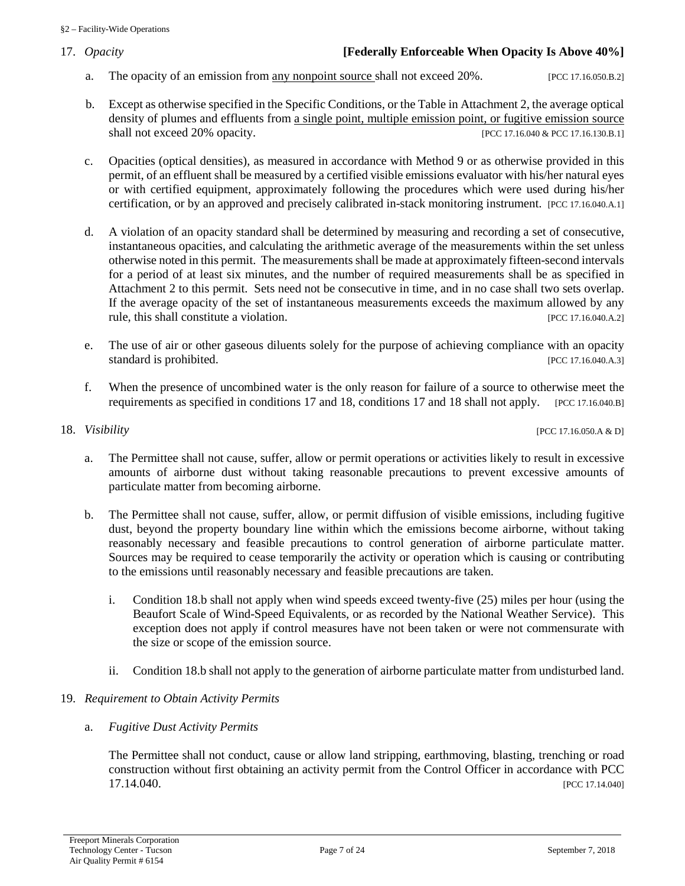17. *Opacity* **[Federally Enforceable When Opacity Is Above 40%]**

a. The opacity of an emission from <u>any nonpoint source</u> shall not exceed 20%. [PCC 17.16.050.B.2]

b. Except as otherwise specified in the Specific Conditions, or the Table in Attachment 2, the average optical density of plumes and effluents from <u>a single point, multiple emission point, or fugitive emission source</u> shall not exceed 20% opacity. [PCC 17.16.040 & PCC 17.16.130.B.1]

c. Opacities (optical densities), as measured in accordance with Method 9 or as otherwise provided in this permit, of an effluent shall be measured by a certified visible emissions evaluator with his/her natural eyes or with certified equipment, approximately following the procedures which were used during his/her certification, or by an approved and precisely calibrated in-stack monitoring instrument. [PCC 17.16.040.A.1]

d. A violation of an opacity standard shall be determined by measuring and recording a set of consecutive, instantaneous opacities, and calculating the arithmetic average of the measurements within the set unless otherwise noted in this permit. The measurements shall be made at approximately fifteen-second intervals for a period of at least six minutes, and the number of required measurements shall be as specified in Attachment 2 to this permit. Sets need not be consecutive in time, and in no case shall two sets overlap. If the average opacity of the set of instantaneous measurements exceeds the maximum allowed by any rule, this shall constitute a violation. [PCC 17.16.040.A.2]

e. The use of air or other gaseous diluents solely for the purpose of achieving compliance with an opacity standard is prohibited. [PCC 17.16.040.A.3]

f. When the presence of uncombined water is the only reason for failure of a source to otherwise meet the requirements as specified in conditions 17 and 18, conditions 17 and 18 shall not apply. [PCC 17.16.040.B]

18. *Visibility* [PCC 17.16.050.A & D]

a. The Permittee shall not cause, suffer, allow or permit operations or activities likely to result in excessive amounts of airborne dust without taking reasonable precautions to prevent excessive amounts of particulate matter from becoming airborne.

b. The Permittee shall not cause, suffer, allow, or permit diffusion of visible emissions, including fugitive dust, beyond the property boundary line within which the emissions become airborne, without taking reasonably necessary and feasible precautions to control generation of airborne particulate matter. Sources may be required to cease temporarily the activity or operation which is causing or contributing to the emissions until reasonably necessary and feasible precautions are taken.

   i. Condition 18.b shall not apply when wind speeds exceed twenty-five (25) miles per hour (using the Beaufort Scale of Wind-Speed Equivalents, or as recorded by the National Weather Service). This exception does not apply if control measures have not been taken or were not commensurate with the size or scope of the emission source.

   ii. Condition 18.b shall not apply to the generation of airborne particulate matter from undisturbed land.

19. *Requirement to Obtain Activity Permits*

a. *Fugitive Dust Activity Permits*

The Permittee shall not conduct, cause or allow land stripping, earthmoving, blasting, trenching or road construction without first obtaining an activity permit from the Control Officer in accordance with PCC 17.14.040. [PCC 17.14.040]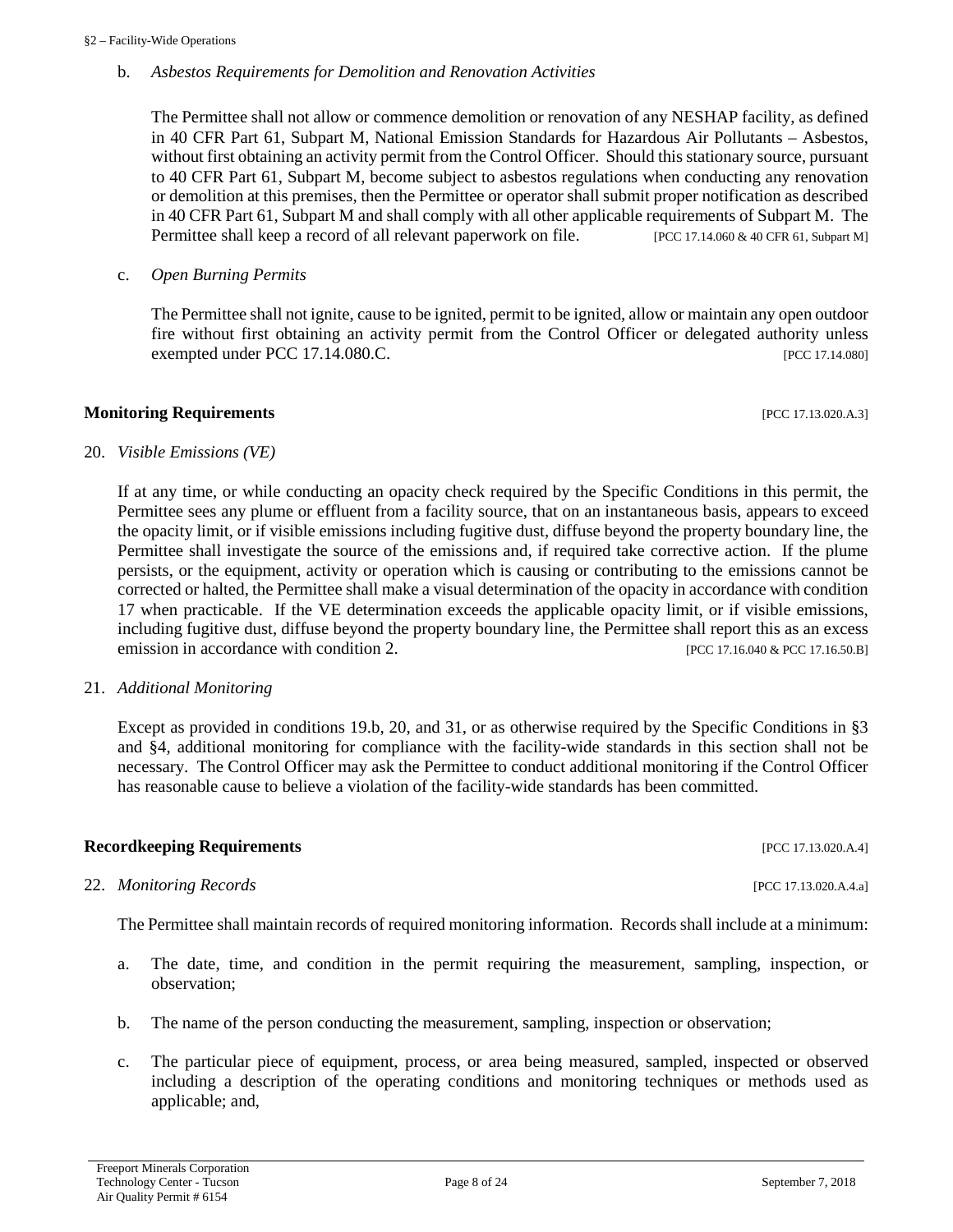b. *Asbestos Requirements for Demolition and Renovation Activities*

The Permittee shall not allow or commence demolition or renovation of any NESHAP facility, as defined in 40 CFR Part 61, Subpart M, National Emission Standards for Hazardous Air Pollutants – Asbestos, without first obtaining an activity permit from the Control Officer. Should this stationary source, pursuant to 40 CFR Part 61, Subpart M, become subject to asbestos regulations when conducting any renovation or demolition at this premises, then the Permittee or operator shall submit proper notification as described in 40 CFR Part 61, Subpart M and shall comply with all other applicable requirements of Subpart M. The Permittee shall keep a record of all relevant paperwork on file. [PCC 17.14.060 & 40 CFR 61, Subpart M]

c. *Open Burning Permits*

The Permittee shall not ignite, cause to be ignited, permit to be ignited, allow or maintain any open outdoor fire without first obtaining an activity permit from the Control Officer or delegated authority unless exempted under PCC 17.14.080.C. [PCC 17.14.080]

**Monitoring Requirements** [PCC 17.13.020.A.3]

20. *Visible Emissions (VE)*

If at any time, or while conducting an opacity check required by the Specific Conditions in this permit, the Permittee sees any plume or effluent from a facility source, that on an instantaneous basis, appears to exceed the opacity limit, or if visible emissions including fugitive dust, diffuse beyond the property boundary line, the Permittee shall investigate the source of the emissions and, if required take corrective action. If the plume persists, or the equipment, activity or operation which is causing or contributing to the emissions cannot be corrected or halted, the Permittee shall make a visual determination of the opacity in accordance with condition 17 when practicable. If the VE determination exceeds the applicable opacity limit, or if visible emissions, including fugitive dust, diffuse beyond the property boundary line, the Permittee shall report this as an excess emission in accordance with condition 2. [PCC 17.16.040 & PCC 17.16.50.B]

21. *Additional Monitoring*

Except as provided in conditions 19.b, 20, and 31, or as otherwise required by the Specific Conditions in §3 and §4, additional monitoring for compliance with the facility-wide standards in this section shall not be necessary. The Control Officer may ask the Permittee to conduct additional monitoring if the Control Officer has reasonable cause to believe a violation of the facility-wide standards has been committed.

**Recordkeeping Requirements** [PCC 17.13.020.A.4]

22. *Monitoring Records* [PCC 17.13.020.A.4.a]

The Permittee shall maintain records of required monitoring information. Records shall include at a minimum:

a. The date, time, and condition in the permit requiring the measurement, sampling, inspection, or observation;

b. The name of the person conducting the measurement, sampling, inspection or observation;

c. The particular piece of equipment, process, or area being measured, sampled, inspected or observed including a description of the operating conditions and monitoring techniques or methods used as applicable; and,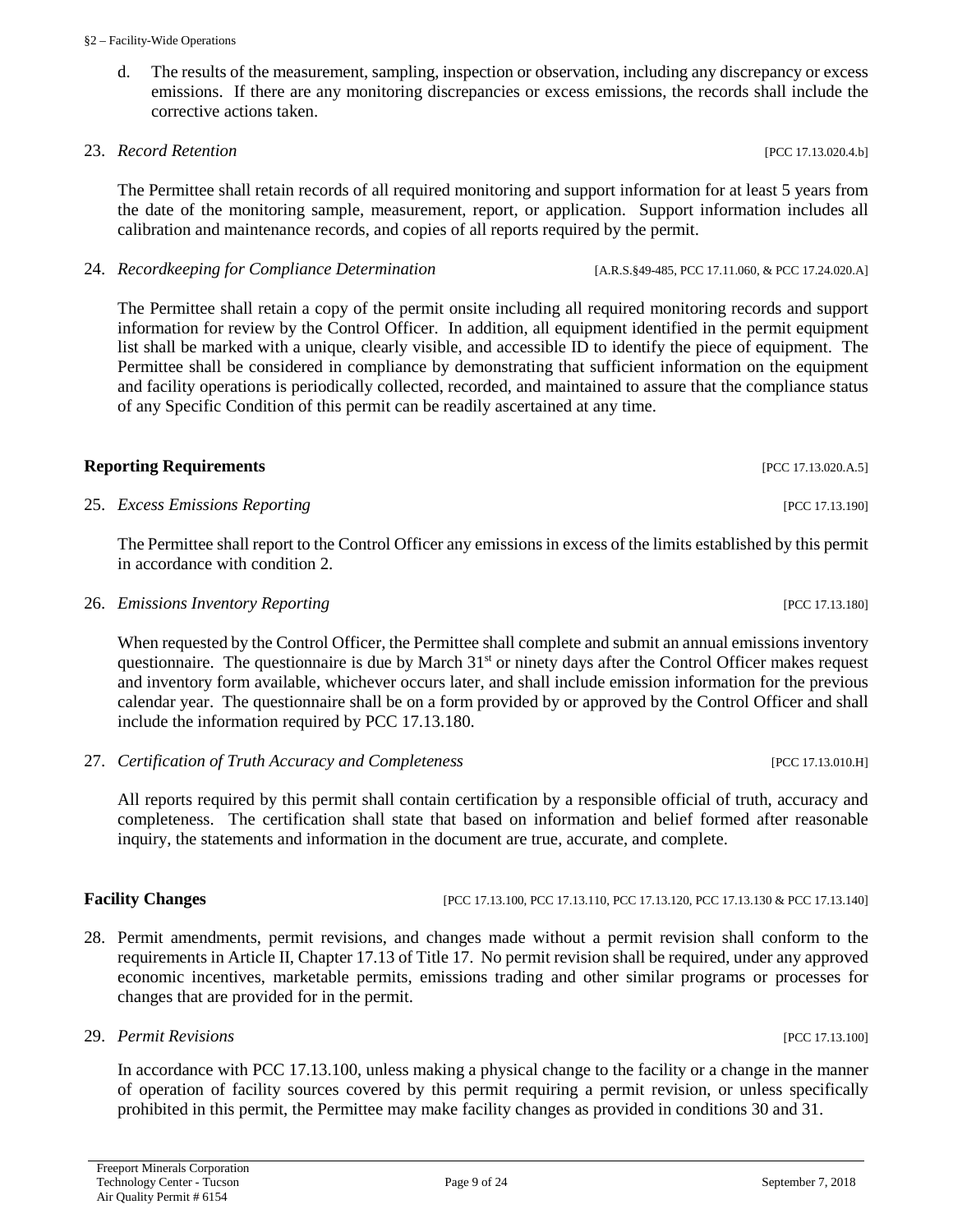d. The results of the measurement, sampling, inspection or observation, including any discrepancy or excess emissions. If there are any monitoring discrepancies or excess emissions, the records shall include the corrective actions taken.

23. *Record Retention* [PCC 17.13.020.4.b]

The Permittee shall retain records of all required monitoring and support information for at least 5 years from the date of the monitoring sample, measurement, report, or application. Support information includes all calibration and maintenance records, and copies of all reports required by the permit.

24. *Recordkeeping for Compliance Determination* [A.R.S.§49-485, PCC 17.11.060, & PCC 17.24.020.A]

The Permittee shall retain a copy of the permit onsite including all required monitoring records and support information for review by the Control Officer. In addition, all equipment identified in the permit equipment list shall be marked with a unique, clearly visible, and accessible ID to identify the piece of equipment. The Permittee shall be considered in compliance by demonstrating that sufficient information on the equipment and facility operations is periodically collected, recorded, and maintained to assure that the compliance status of any Specific Condition of this permit can be readily ascertained at any time.

**Reporting Requirements** [PCC 17.13.020.A.5]

25. *Excess Emissions Reporting* [PCC 17.13.190]

The Permittee shall report to the Control Officer any emissions in excess of the limits established by this permit in accordance with condition 2.

26. *Emissions Inventory Reporting* [PCC 17.13.180]

When requested by the Control Officer, the Permittee shall complete and submit an annual emissions inventory questionnaire. The questionnaire is due by March 31st or ninety days after the Control Officer makes request and inventory form available, whichever occurs later, and shall include emission information for the previous calendar year. The questionnaire shall be on a form provided by or approved by the Control Officer and shall include the information required by PCC 17.13.180.

27. *Certification of Truth Accuracy and Completeness* [PCC 17.13.010.H]

All reports required by this permit shall contain certification by a responsible official of truth, accuracy and completeness. The certification shall state that based on information and belief formed after reasonable inquiry, the statements and information in the document are true, accurate, and complete.

**Facility Changes** [PCC 17.13.100, PCC 17.13.110, PCC 17.13.120, PCC 17.13.130 & PCC 17.13.140]

28. Permit amendments, permit revisions, and changes made without a permit revision shall conform to the requirements in Article II, Chapter 17.13 of Title 17. No permit revision shall be required, under any approved economic incentives, marketable permits, emissions trading and other similar programs or processes for changes that are provided for in the permit.

29. *Permit Revisions* [PCC 17.13.100]

In accordance with PCC 17.13.100, unless making a physical change to the facility or a change in the manner of operation of facility sources covered by this permit requiring a permit revision, or unless specifically prohibited in this permit, the Permittee may make facility changes as provided in conditions 30 and 31.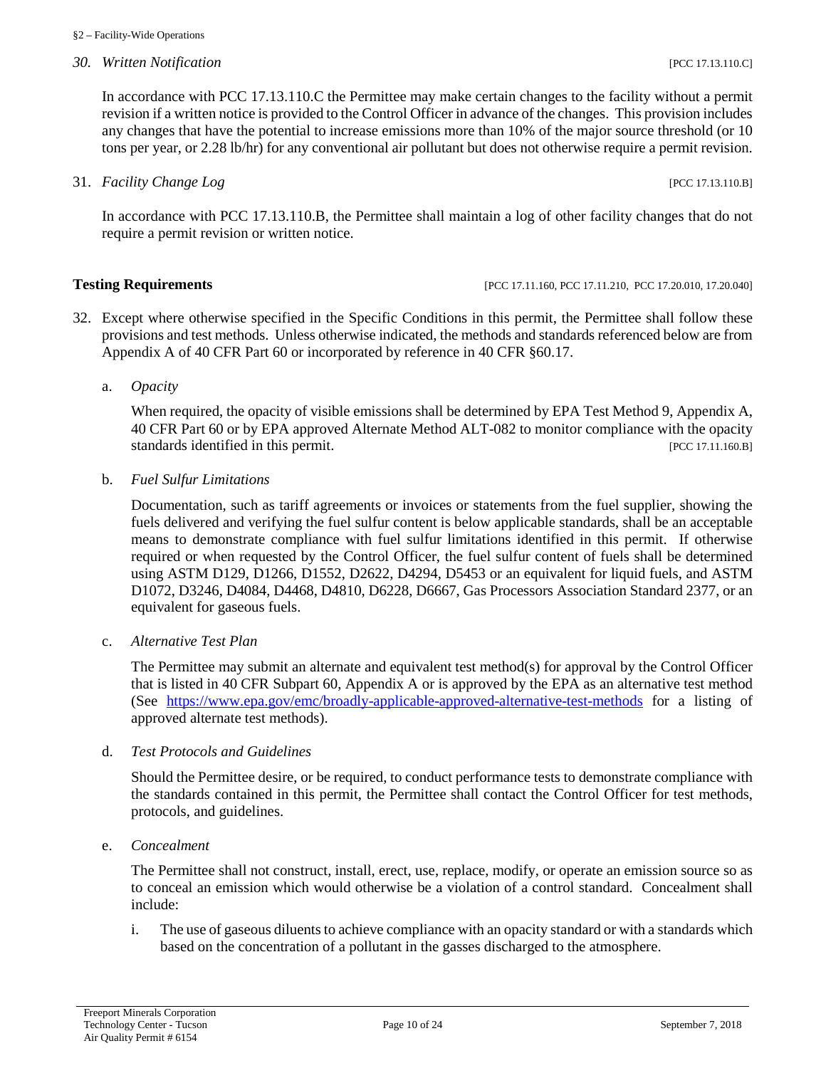*30. Written Notification* [PCC 17.13.110.C]

In accordance with PCC 17.13.110.C the Permittee may make certain changes to the facility without a permit revision if a written notice is provided to the Control Officer in advance of the changes. This provision includes any changes that have the potential to increase emissions more than 10% of the major source threshold (or 10 tons per year, or 2.28 lb/hr) for any conventional air pollutant but does not otherwise require a permit revision.

31. *Facility Change Log* [PCC 17.13.110.B]

In accordance with PCC 17.13.110.B, the Permittee shall maintain a log of other facility changes that do not require a permit revision or written notice.

**Testing Requirements** [PCC 17.11.160, PCC 17.11.210, PCC 17.20.010, 17.20.040]

32. Except where otherwise specified in the Specific Conditions in this permit, the Permittee shall follow these provisions and test methods. Unless otherwise indicated, the methods and standards referenced below are from Appendix A of 40 CFR Part 60 or incorporated by reference in 40 CFR §60.17.

    a. *Opacity*

       When required, the opacity of visible emissions shall be determined by EPA Test Method 9, Appendix A, 40 CFR Part 60 or by EPA approved Alternate Method ALT-082 to monitor compliance with the opacity standards identified in this permit. [PCC 17.11.160.B]

    b. *Fuel Sulfur Limitations*

       Documentation, such as tariff agreements or invoices or statements from the fuel supplier, showing the fuels delivered and verifying the fuel sulfur content is below applicable standards, shall be an acceptable means to demonstrate compliance with fuel sulfur limitations identified in this permit. If otherwise required or when requested by the Control Officer, the fuel sulfur content of fuels shall be determined using ASTM D129, D1266, D1552, D2622, D4294, D5453 or an equivalent for liquid fuels, and ASTM D1072, D3246, D4084, D4468, D4810, D6228, D6667, Gas Processors Association Standard 2377, or an equivalent for gaseous fuels.

    c. *Alternative Test Plan*

       The Permittee may submit an alternate and equivalent test method(s) for approval by the Control Officer that is listed in 40 CFR Subpart 60, Appendix A or is approved by the EPA as an alternative test method (See https://www.epa.gov/emc/broadly-applicable-approved-alternative-test-methods for a listing of approved alternate test methods).

    d. *Test Protocols and Guidelines*

       Should the Permittee desire, or be required, to conduct performance tests to demonstrate compliance with the standards contained in this permit, the Permittee shall contact the Control Officer for test methods, protocols, and guidelines.

    e. *Concealment*

       The Permittee shall not construct, install, erect, use, replace, modify, or operate an emission source so as to conceal an emission which would otherwise be a violation of a control standard. Concealment shall include:

       i. The use of gaseous diluents to achieve compliance with an opacity standard or with a standards which based on the concentration of a pollutant in the gasses discharged to the atmosphere.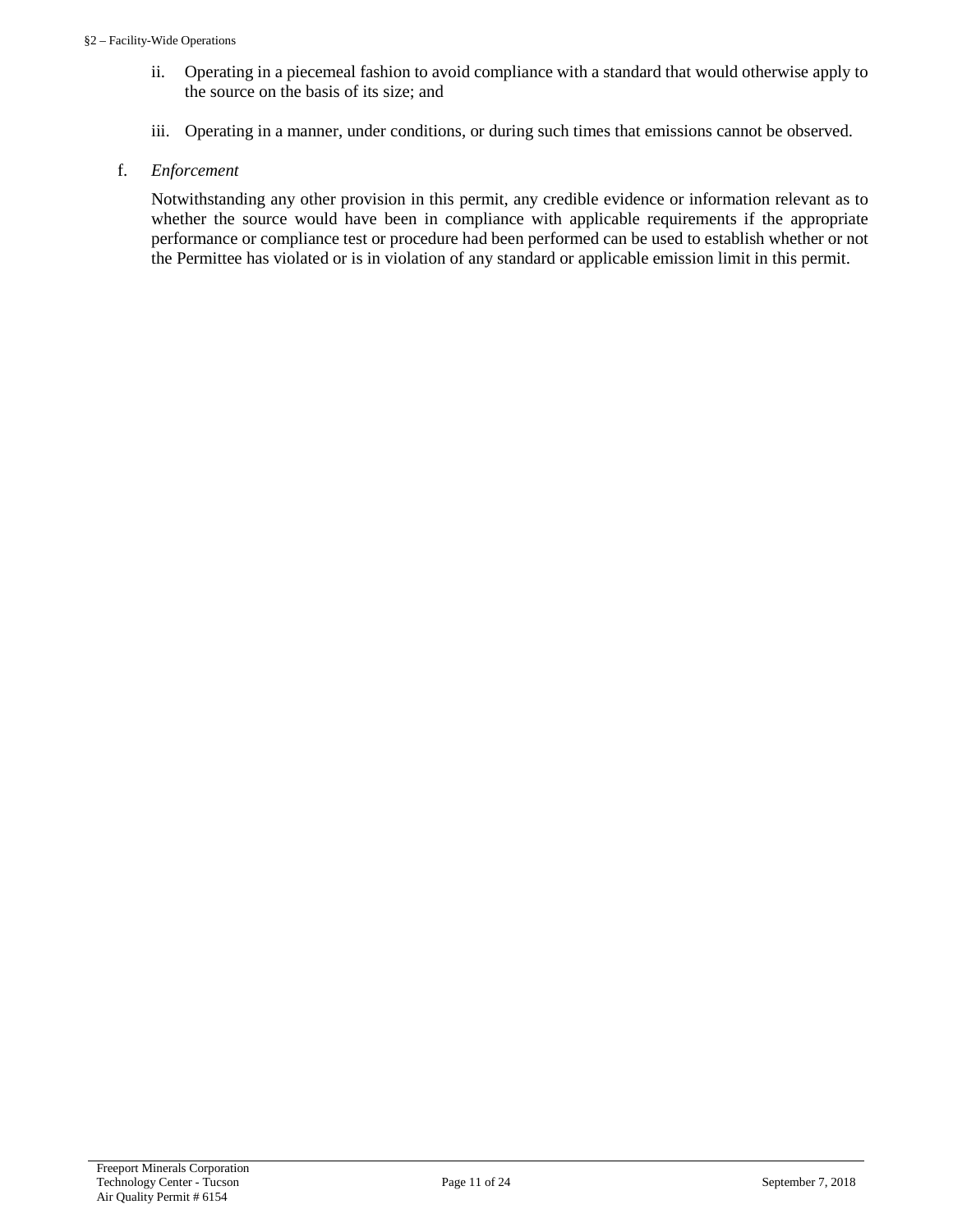ii. Operating in a piecemeal fashion to avoid compliance with a standard that would otherwise apply to the source on the basis of its size; and

iii. Operating in a manner, under conditions, or during such times that emissions cannot be observed.

f. *Enforcement*

Notwithstanding any other provision in this permit, any credible evidence or information relevant as to whether the source would have been in compliance with applicable requirements if the appropriate performance or compliance test or procedure had been performed can be used to establish whether or not the Permittee has violated or is in violation of any standard or applicable emission limit in this permit.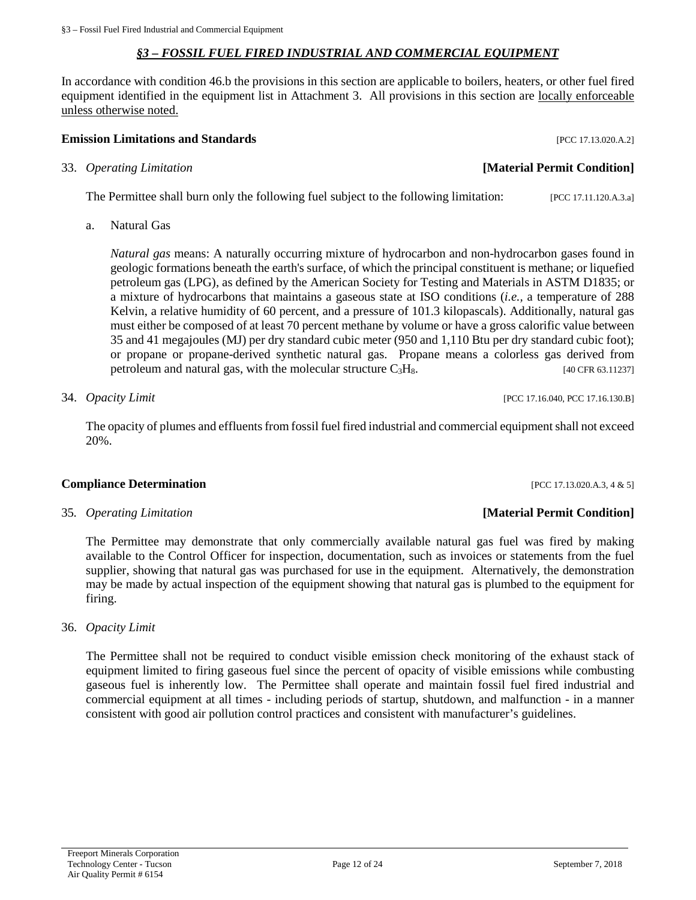## *§3 – FOSSIL FUEL FIRED INDUSTRIAL AND COMMERCIAL EQUIPMENT*

In accordance with condition 46.b the provisions in this section are applicable to boilers, heaters, or other fuel fired equipment identified in the equipment list in Attachment 3. All provisions in this section are locally enforceable unless otherwise noted.

### Emission Limitations and Standards [PCC 17.13.020.A.2]

33. *Operating Limitation* **[Material Permit Condition]**

    The Permittee shall burn only the following fuel subject to the following limitation: [PCC 17.11.120.A.3.a]

    a. Natural Gas

       *Natural gas* means: A naturally occurring mixture of hydrocarbon and non-hydrocarbon gases found in geologic formations beneath the earth's surface, of which the principal constituent is methane; or liquefied petroleum gas (LPG), as defined by the American Society for Testing and Materials in ASTM D1835; or a mixture of hydrocarbons that maintains a gaseous state at ISO conditions (*i.e.*, a temperature of 288 Kelvin, a relative humidity of 60 percent, and a pressure of 101.3 kilopascals). Additionally, natural gas must either be composed of at least 70 percent methane by volume or have a gross calorific value between 35 and 41 megajoules (MJ) per dry standard cubic meter (950 and 1,110 Btu per dry standard cubic foot); or propane or propane-derived synthetic natural gas. Propane means a colorless gas derived from petroleum and natural gas, with the molecular structure $C_3H_8$. [40 CFR 63.11237]

34. *Opacity Limit* [PCC 17.16.040, PCC 17.16.130.B]

    The opacity of plumes and effluents from fossil fuel fired industrial and commercial equipment shall not exceed 20%.

### Compliance Determination [PCC 17.13.020.A.3, 4 & 5]

35. *Operating Limitation* **[Material Permit Condition]**

    The Permittee may demonstrate that only commercially available natural gas fuel was fired by making available to the Control Officer for inspection, documentation, such as invoices or statements from the fuel supplier, showing that natural gas was purchased for use in the equipment. Alternatively, the demonstration may be made by actual inspection of the equipment showing that natural gas is plumbed to the equipment for firing.

36. *Opacity Limit*

    The Permittee shall not be required to conduct visible emission check monitoring of the exhaust stack of equipment limited to firing gaseous fuel since the percent of opacity of visible emissions while combusting gaseous fuel is inherently low. The Permittee shall operate and maintain fossil fuel fired industrial and commercial equipment at all times - including periods of startup, shutdown, and malfunction - in a manner consistent with good air pollution control practices and consistent with manufacturer's guidelines.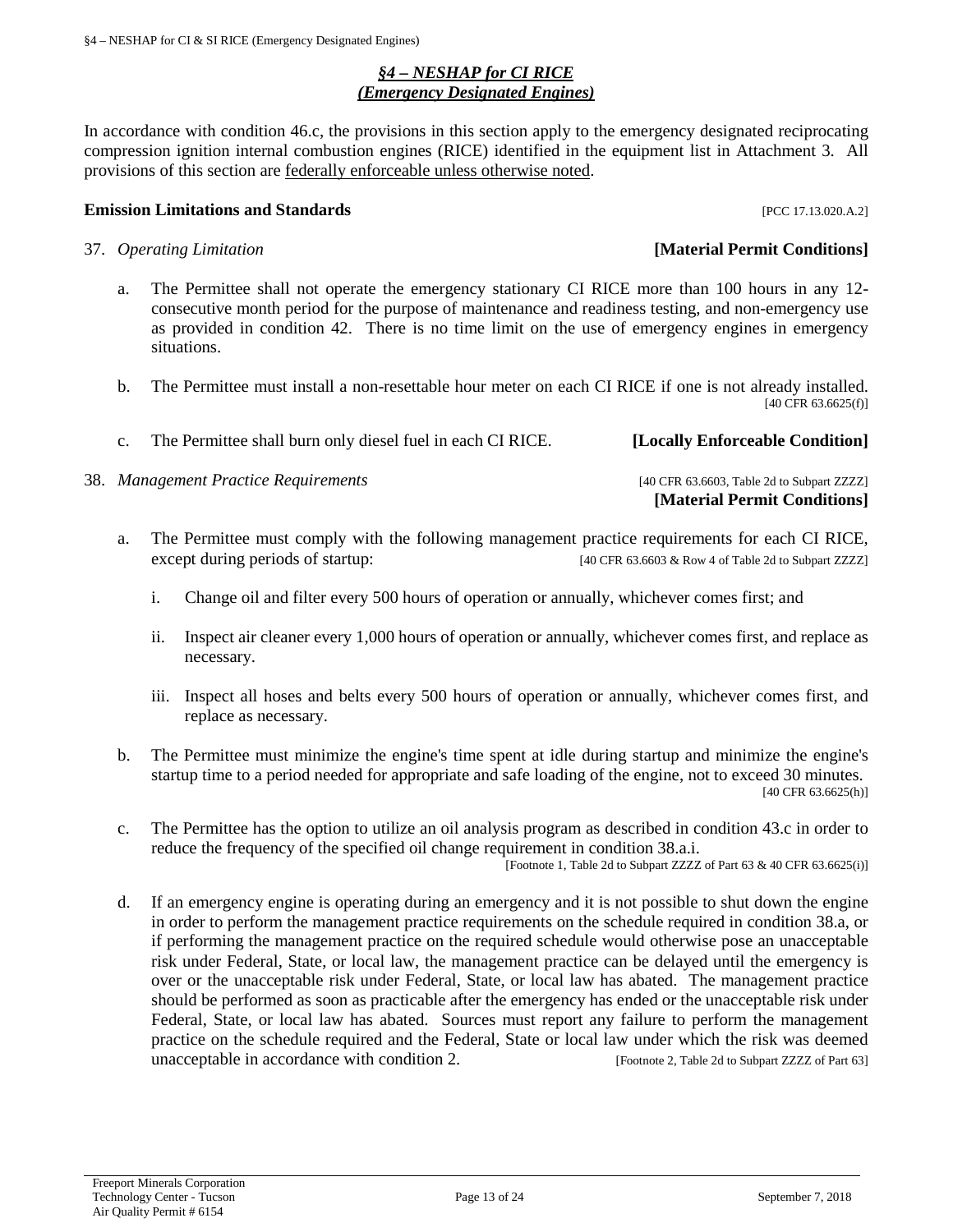## *§4 – NESHAP for CI RICE (Emergency Designated Engines)*

In accordance with condition 46.c, the provisions in this section apply to the emergency designated reciprocating compression ignition internal combustion engines (RICE) identified in the equipment list in Attachment 3. All provisions of this section are federally enforceable unless otherwise noted.

**Emission Limitations and Standards** [PCC 17.13.020.A.2]

37. *Operating Limitation* **[Material Permit Conditions]**

   a. The Permittee shall not operate the emergency stationary CI RICE more than 100 hours in any 12-consecutive month period for the purpose of maintenance and readiness testing, and non-emergency use as provided in condition 42. There is no time limit on the use of emergency engines in emergency situations.

   b. The Permittee must install a non-resettable hour meter on each CI RICE if one is not already installed. [40 CFR 63.6625(f)]

   c. The Permittee shall burn only diesel fuel in each CI RICE. **[Locally Enforceable Condition]**

38. *Management Practice Requirements* [40 CFR 63.6603, Table 2d to Subpart ZZZZ] **[Material Permit Conditions]**

   a. The Permittee must comply with the following management practice requirements for each CI RICE, except during periods of startup: [40 CFR 63.6603 & Row 4 of Table 2d to Subpart ZZZZ]

      i. Change oil and filter every 500 hours of operation or annually, whichever comes first; and

      ii. Inspect air cleaner every 1,000 hours of operation or annually, whichever comes first, and replace as necessary.

      iii. Inspect all hoses and belts every 500 hours of operation or annually, whichever comes first, and replace as necessary.

   b. The Permittee must minimize the engine's time spent at idle during startup and minimize the engine's startup time to a period needed for appropriate and safe loading of the engine, not to exceed 30 minutes. [40 CFR 63.6625(h)]

   c. The Permittee has the option to utilize an oil analysis program as described in condition 43.c in order to reduce the frequency of the specified oil change requirement in condition 38.a.i. [Footnote 1, Table 2d to Subpart ZZZZ of Part 63 & 40 CFR 63.6625(i)]

   d. If an emergency engine is operating during an emergency and it is not possible to shut down the engine in order to perform the management practice requirements on the schedule required in condition 38.a, or if performing the management practice on the required schedule would otherwise pose an unacceptable risk under Federal, State, or local law, the management practice can be delayed until the emergency is over or the unacceptable risk under Federal, State, or local law has abated. The management practice should be performed as soon as practicable after the emergency has ended or the unacceptable risk under Federal, State, or local law has abated. Sources must report any failure to perform the management practice on the schedule required and the Federal, State or local law under which the risk was deemed unacceptable in accordance with condition 2. [Footnote 2, Table 2d to Subpart ZZZZ of Part 63]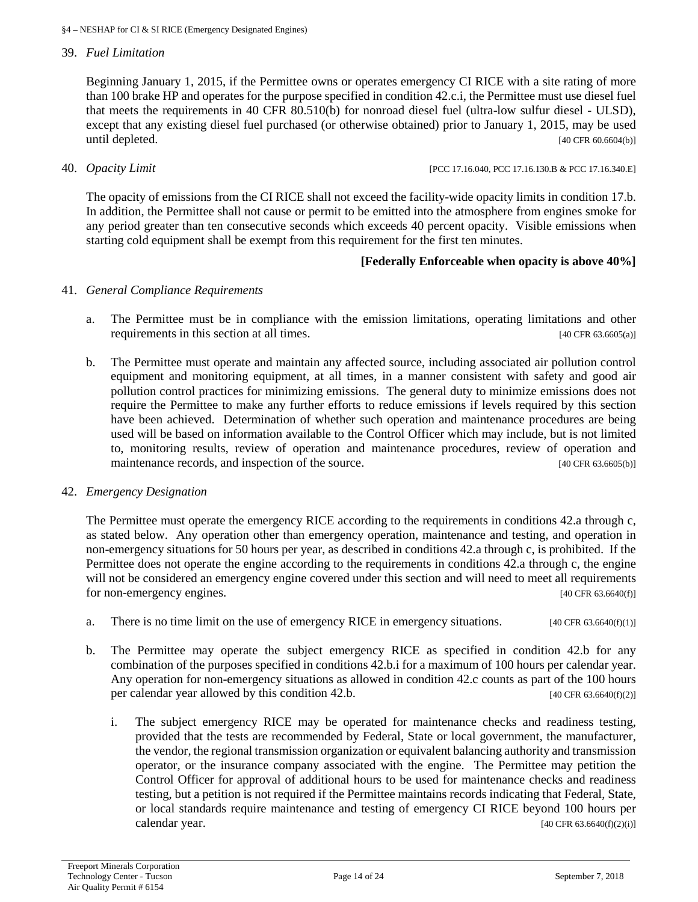39. *Fuel Limitation*

Beginning January 1, 2015, if the Permittee owns or operates emergency CI RICE with a site rating of more than 100 brake HP and operates for the purpose specified in condition 42.c.i, the Permittee must use diesel fuel that meets the requirements in 40 CFR 80.510(b) for nonroad diesel fuel (ultra-low sulfur diesel - ULSD), except that any existing diesel fuel purchased (or otherwise obtained) prior to January 1, 2015, may be used until depleted. [40 CFR 60.6604(b)]

40. *Opacity Limit* [PCC 17.16.040, PCC 17.16.130.B & PCC 17.16.340.E]

The opacity of emissions from the CI RICE shall not exceed the facility-wide opacity limits in condition 17.b. In addition, the Permittee shall not cause or permit to be emitted into the atmosphere from engines smoke for any period greater than ten consecutive seconds which exceeds 40 percent opacity. Visible emissions when starting cold equipment shall be exempt from this requirement for the first ten minutes.

**[Federally Enforceable when opacity is above 40%]**

41. *General Compliance Requirements*

a. The Permittee must be in compliance with the emission limitations, operating limitations and other requirements in this section at all times. [40 CFR 63.6605(a)]

b. The Permittee must operate and maintain any affected source, including associated air pollution control equipment and monitoring equipment, at all times, in a manner consistent with safety and good air pollution control practices for minimizing emissions. The general duty to minimize emissions does not require the Permittee to make any further efforts to reduce emissions if levels required by this section have been achieved. Determination of whether such operation and maintenance procedures are being used will be based on information available to the Control Officer which may include, but is not limited to, monitoring results, review of operation and maintenance procedures, review of operation and maintenance records, and inspection of the source. [40 CFR 63.6605(b)]

42. *Emergency Designation*

The Permittee must operate the emergency RICE according to the requirements in conditions 42.a through c, as stated below. Any operation other than emergency operation, maintenance and testing, and operation in non-emergency situations for 50 hours per year, as described in conditions 42.a through c, is prohibited. If the Permittee does not operate the engine according to the requirements in conditions 42.a through c, the engine will not be considered an emergency engine covered under this section and will need to meet all requirements for non-emergency engines. [40 CFR 63.6640(f)]

a. There is no time limit on the use of emergency RICE in emergency situations. [40 CFR 63.6640(f)(1)]

b. The Permittee may operate the subject emergency RICE as specified in condition 42.b for any combination of the purposes specified in conditions 42.b.i for a maximum of 100 hours per calendar year. Any operation for non-emergency situations as allowed in condition 42.c counts as part of the 100 hours per calendar year allowed by this condition 42.b. [40 CFR 63.6640(f)(2)]

   i. The subject emergency RICE may be operated for maintenance checks and readiness testing, provided that the tests are recommended by Federal, State or local government, the manufacturer, the vendor, the regional transmission organization or equivalent balancing authority and transmission operator, or the insurance company associated with the engine. The Permittee may petition the Control Officer for approval of additional hours to be used for maintenance checks and readiness testing, but a petition is not required if the Permittee maintains records indicating that Federal, State, or local standards require maintenance and testing of emergency CI RICE beyond 100 hours per calendar year. [40 CFR 63.6640(f)(2)(i)]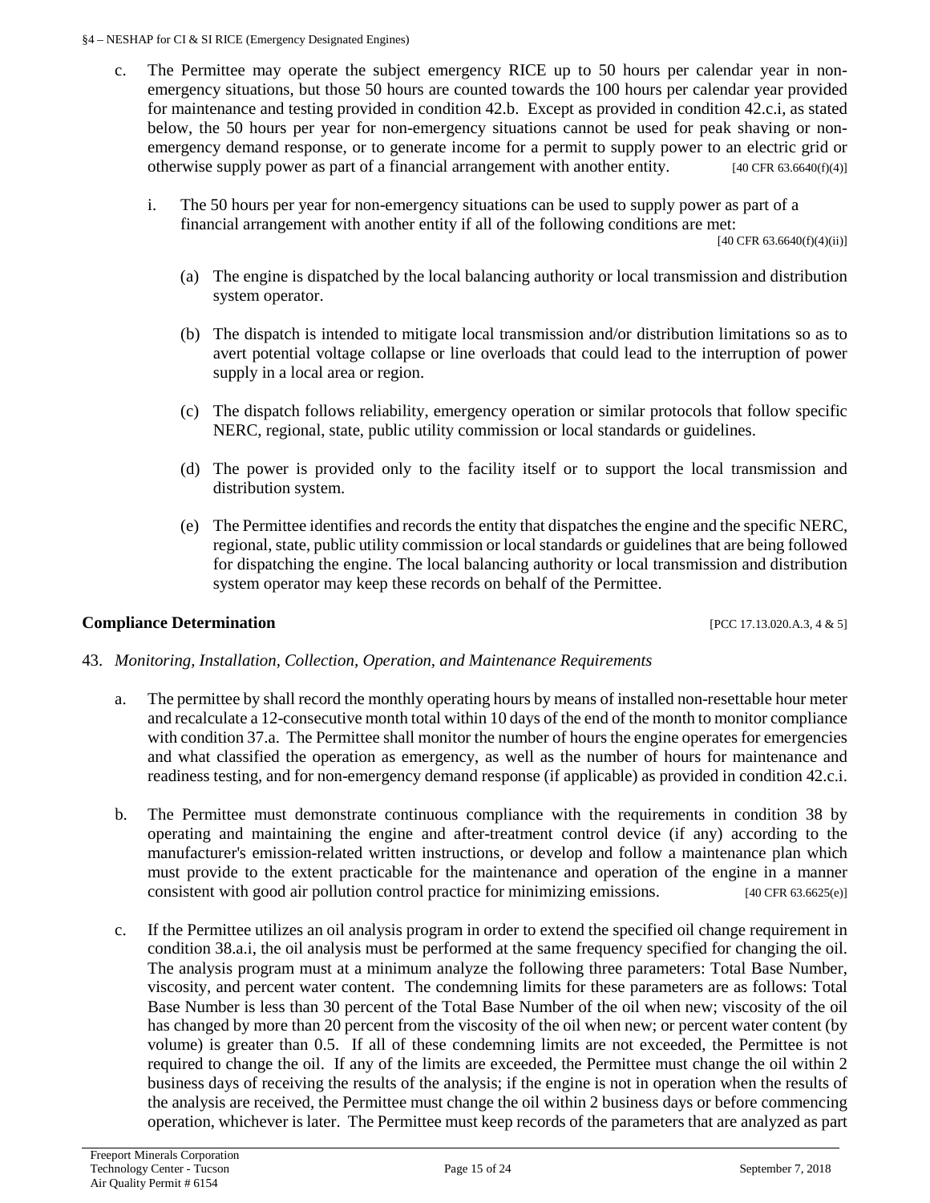c. The Permittee may operate the subject emergency RICE up to 50 hours per calendar year in non-emergency situations, but those 50 hours are counted towards the 100 hours per calendar year provided for maintenance and testing provided in condition 42.b. Except as provided in condition 42.c.i, as stated below, the 50 hours per year for non-emergency situations cannot be used for peak shaving or non-emergency demand response, or to generate income for a permit to supply power to an electric grid or otherwise supply power as part of a financial arrangement with another entity. [40 CFR 63.6640(f)(4)]

   i. The 50 hours per year for non-emergency situations can be used to supply power as part of a financial arrangement with another entity if all of the following conditions are met: [40 CFR 63.6640(f)(4)(ii)]

      (a) The engine is dispatched by the local balancing authority or local transmission and distribution system operator.

      (b) The dispatch is intended to mitigate local transmission and/or distribution limitations so as to avert potential voltage collapse or line overloads that could lead to the interruption of power supply in a local area or region.

      (c) The dispatch follows reliability, emergency operation or similar protocols that follow specific NERC, regional, state, public utility commission or local standards or guidelines.

      (d) The power is provided only to the facility itself or to support the local transmission and distribution system.

      (e) The Permittee identifies and records the entity that dispatches the engine and the specific NERC, regional, state, public utility commission or local standards or guidelines that are being followed for dispatching the engine. The local balancing authority or local transmission and distribution system operator may keep these records on behalf of the Permittee.

**Compliance Determination** [PCC 17.13.020.A.3, 4 & 5]

43. *Monitoring, Installation, Collection, Operation, and Maintenance Requirements*

   a. The permittee by shall record the monthly operating hours by means of installed non-resettable hour meter and recalculate a 12-consecutive month total within 10 days of the end of the month to monitor compliance with condition 37.a. The Permittee shall monitor the number of hours the engine operates for emergencies and what classified the operation as emergency, as well as the number of hours for maintenance and readiness testing, and for non-emergency demand response (if applicable) as provided in condition 42.c.i.

   b. The Permittee must demonstrate continuous compliance with the requirements in condition 38 by operating and maintaining the engine and after-treatment control device (if any) according to the manufacturer's emission-related written instructions, or develop and follow a maintenance plan which must provide to the extent practicable for the maintenance and operation of the engine in a manner consistent with good air pollution control practice for minimizing emissions. [40 CFR 63.6625(e)]

   c. If the Permittee utilizes an oil analysis program in order to extend the specified oil change requirement in condition 38.a.i, the oil analysis must be performed at the same frequency specified for changing the oil. The analysis program must at a minimum analyze the following three parameters: Total Base Number, viscosity, and percent water content. The condemning limits for these parameters are as follows: Total Base Number is less than 30 percent of the Total Base Number of the oil when new; viscosity of the oil has changed by more than 20 percent from the viscosity of the oil when new; or percent water content (by volume) is greater than 0.5. If all of these condemning limits are not exceeded, the Permittee is not required to change the oil. If any of the limits are exceeded, the Permittee must change the oil within 2 business days of receiving the results of the analysis; if the engine is not in operation when the results of the analysis are received, the Permittee must change the oil within 2 business days or before commencing operation, whichever is later. The Permittee must keep records of the parameters that are analyzed as part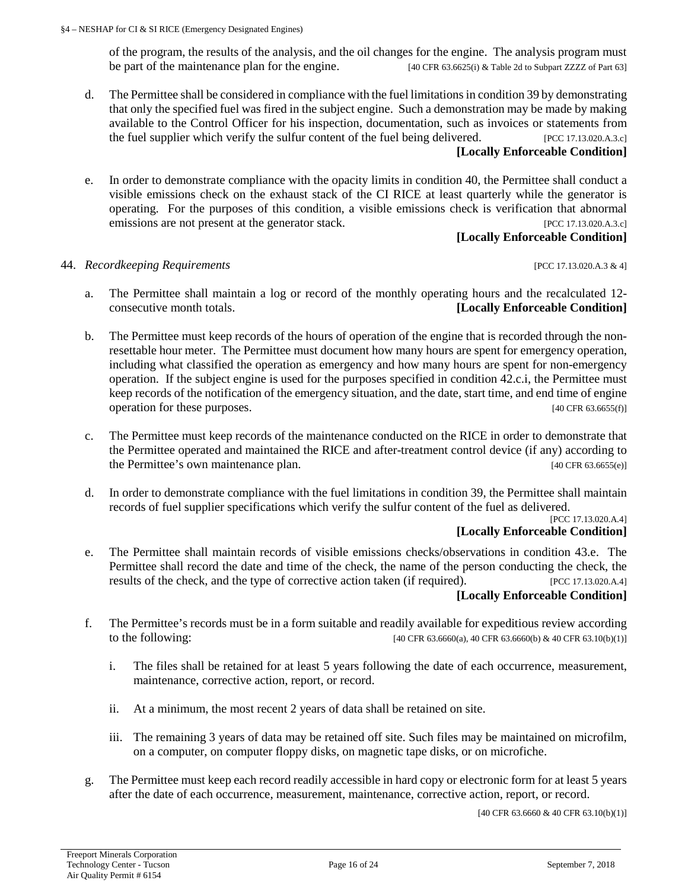of the program, the results of the analysis, and the oil changes for the engine. The analysis program must be part of the maintenance plan for the engine. [40 CFR 63.6625(i) & Table 2d to Subpart ZZZZ of Part 63]

d. The Permittee shall be considered in compliance with the fuel limitations in condition 39 by demonstrating that only the specified fuel was fired in the subject engine. Such a demonstration may be made by making available to the Control Officer for his inspection, documentation, such as invoices or statements from the fuel supplier which verify the sulfur content of the fuel being delivered. [PCC 17.13.020.A.3.c]
**[Locally Enforceable Condition]**

e. In order to demonstrate compliance with the opacity limits in condition 40, the Permittee shall conduct a visible emissions check on the exhaust stack of the CI RICE at least quarterly while the generator is operating. For the purposes of this condition, a visible emissions check is verification that abnormal emissions are not present at the generator stack. [PCC 17.13.020.A.3.c]
**[Locally Enforceable Condition]**

44. *Recordkeeping Requirements* [PCC 17.13.020.A.3 & 4]

a. The Permittee shall maintain a log or record of the monthly operating hours and the recalculated 12-consecutive month totals. **[Locally Enforceable Condition]**

b. The Permittee must keep records of the hours of operation of the engine that is recorded through the non-resettable hour meter. The Permittee must document how many hours are spent for emergency operation, including what classified the operation as emergency and how many hours are spent for non-emergency operation. If the subject engine is used for the purposes specified in condition 42.c.i, the Permittee must keep records of the notification of the emergency situation, and the date, start time, and end time of engine operation for these purposes. [40 CFR 63.6655(f)]

c. The Permittee must keep records of the maintenance conducted on the RICE in order to demonstrate that the Permittee operated and maintained the RICE and after-treatment control device (if any) according to the Permittee's own maintenance plan. [40 CFR 63.6655(e)]

d. In order to demonstrate compliance with the fuel limitations in condition 39, the Permittee shall maintain records of fuel supplier specifications which verify the sulfur content of the fuel as delivered. [PCC 17.13.020.A.4]
**[Locally Enforceable Condition]**

e. The Permittee shall maintain records of visible emissions checks/observations in condition 43.e. The Permittee shall record the date and time of the check, the name of the person conducting the check, the results of the check, and the type of corrective action taken (if required). [PCC 17.13.020.A.4]
**[Locally Enforceable Condition]**

f. The Permittee's records must be in a form suitable and readily available for expeditious review according to the following: [40 CFR 63.6660(a), 40 CFR 63.6660(b) & 40 CFR 63.10(b)(1)]

   i. The files shall be retained for at least 5 years following the date of each occurrence, measurement, maintenance, corrective action, report, or record.

   ii. At a minimum, the most recent 2 years of data shall be retained on site.

   iii. The remaining 3 years of data may be retained off site. Such files may be maintained on microfilm, on a computer, on computer floppy disks, on magnetic tape disks, or on microfiche.

g. The Permittee must keep each record readily accessible in hard copy or electronic form for at least 5 years after the date of each occurrence, measurement, maintenance, corrective action, report, or record.

[40 CFR 63.6660 & 40 CFR 63.10(b)(1)]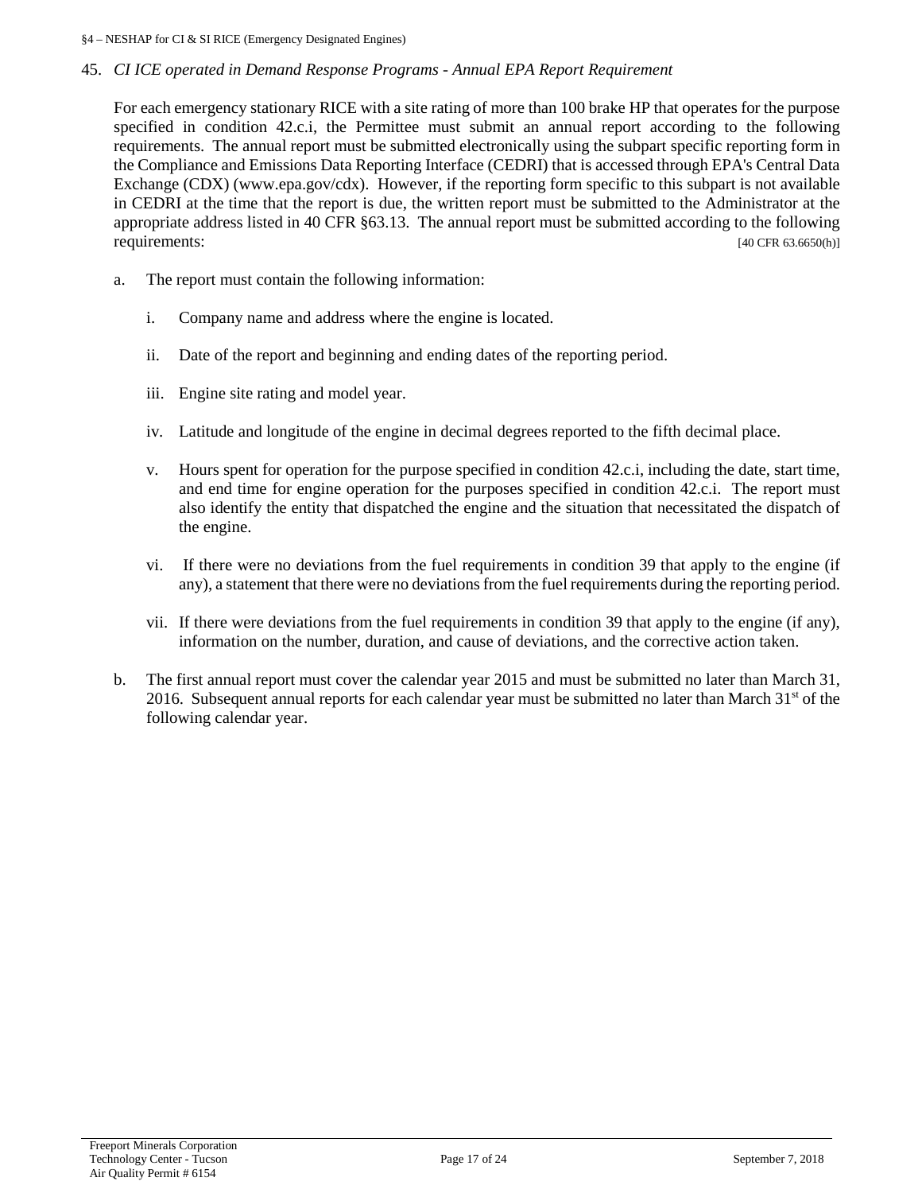45. *CI ICE operated in Demand Response Programs - Annual EPA Report Requirement*

For each emergency stationary RICE with a site rating of more than 100 brake HP that operates for the purpose specified in condition 42.c.i, the Permittee must submit an annual report according to the following requirements. The annual report must be submitted electronically using the subpart specific reporting form in the Compliance and Emissions Data Reporting Interface (CEDRI) that is accessed through EPA's Central Data Exchange (CDX) (www.epa.gov/cdx). However, if the reporting form specific to this subpart is not available in CEDRI at the time that the report is due, the written report must be submitted to the Administrator at the appropriate address listed in 40 CFR §63.13. The annual report must be submitted according to the following requirements: [40 CFR 63.6650(h)]

a. The report must contain the following information:

   i. Company name and address where the engine is located.

   ii. Date of the report and beginning and ending dates of the reporting period.

   iii. Engine site rating and model year.

   iv. Latitude and longitude of the engine in decimal degrees reported to the fifth decimal place.

   v. Hours spent for operation for the purpose specified in condition 42.c.i, including the date, start time, and end time for engine operation for the purposes specified in condition 42.c.i. The report must also identify the entity that dispatched the engine and the situation that necessitated the dispatch of the engine.

   vi. If there were no deviations from the fuel requirements in condition 39 that apply to the engine (if any), a statement that there were no deviations from the fuel requirements during the reporting period.

   vii. If there were deviations from the fuel requirements in condition 39 that apply to the engine (if any), information on the number, duration, and cause of deviations, and the corrective action taken.

b. The first annual report must cover the calendar year 2015 and must be submitted no later than March 31, 2016. Subsequent annual reports for each calendar year must be submitted no later than March 31st of the following calendar year.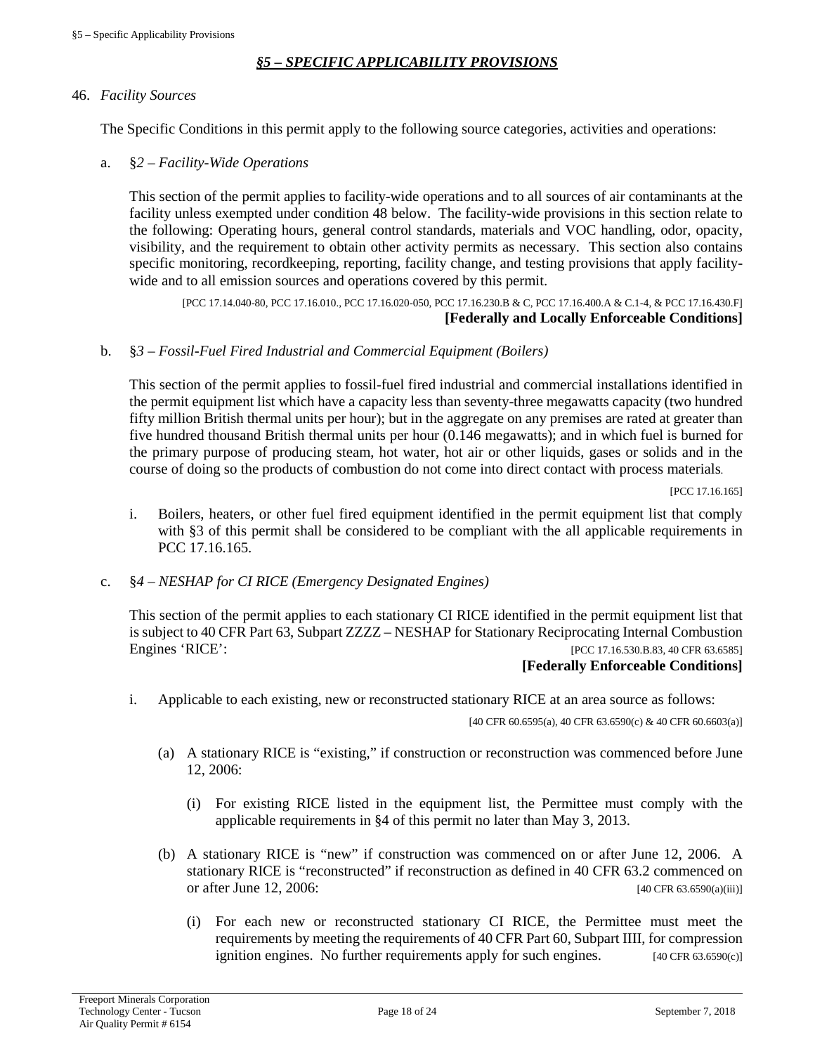## *§5 – SPECIFIC APPLICABILITY PROVISIONS*

46. *Facility Sources*

The Specific Conditions in this permit apply to the following source categories, activities and operations:

a. §*2 – Facility-Wide Operations*

This section of the permit applies to facility-wide operations and to all sources of air contaminants at the facility unless exempted under condition 48 below. The facility-wide provisions in this section relate to the following: Operating hours, general control standards, materials and VOC handling, odor, opacity, visibility, and the requirement to obtain other activity permits as necessary. This section also contains specific monitoring, recordkeeping, reporting, facility change, and testing provisions that apply facility-wide and to all emission sources and operations covered by this permit.

[PCC 17.14.040-80, PCC 17.16.010., PCC 17.16.020-050, PCC 17.16.230.B & C, PCC 17.16.400.A & C.1-4, & PCC 17.16.430.F]
**[Federally and Locally Enforceable Conditions]**

b. §*3 – Fossil-Fuel Fired Industrial and Commercial Equipment (Boilers)*

This section of the permit applies to fossil-fuel fired industrial and commercial installations identified in the permit equipment list which have a capacity less than seventy-three megawatts capacity (two hundred fifty million British thermal units per hour); but in the aggregate on any premises are rated at greater than five hundred thousand British thermal units per hour (0.146 megawatts); and in which fuel is burned for the primary purpose of producing steam, hot water, hot air or other liquids, gases or solids and in the course of doing so the products of combustion do not come into direct contact with process materials.

[PCC 17.16.165]

i. Boilers, heaters, or other fuel fired equipment identified in the permit equipment list that comply with §3 of this permit shall be considered to be compliant with the all applicable requirements in PCC 17.16.165.

c. §*4 – NESHAP for CI RICE (Emergency Designated Engines)*

This section of the permit applies to each stationary CI RICE identified in the permit equipment list that is subject to 40 CFR Part 63, Subpart ZZZZ – NESHAP for Stationary Reciprocating Internal Combustion Engines 'RICE': [PCC 17.16.530.B.83, 40 CFR 63.6585]
**[Federally Enforceable Conditions]**

i. Applicable to each existing, new or reconstructed stationary RICE at an area source as follows:

[40 CFR 60.6595(a), 40 CFR 63.6590(c) & 40 CFR 60.6603(a)]

(a) A stationary RICE is "existing," if construction or reconstruction was commenced before June 12, 2006:

(i) For existing RICE listed in the equipment list, the Permittee must comply with the applicable requirements in §4 of this permit no later than May 3, 2013.

(b) A stationary RICE is "new" if construction was commenced on or after June 12, 2006. A stationary RICE is "reconstructed" if reconstruction as defined in 40 CFR 63.2 commenced on or after June 12, 2006: [40 CFR 63.6590(a)(iii)]

(i) For each new or reconstructed stationary CI RICE, the Permittee must meet the requirements by meeting the requirements of 40 CFR Part 60, Subpart IIII, for compression ignition engines. No further requirements apply for such engines. [40 CFR 63.6590(c)]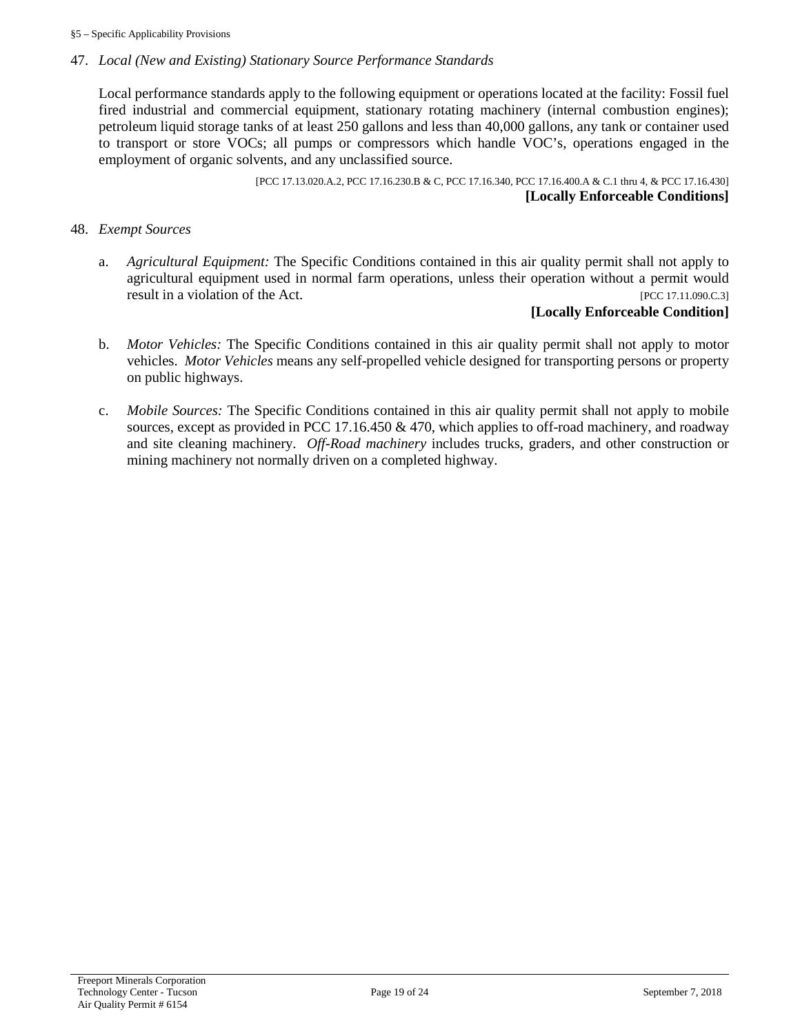47. *Local (New and Existing) Stationary Source Performance Standards*

    Local performance standards apply to the following equipment or operations located at the facility: Fossil fuel fired industrial and commercial equipment, stationary rotating machinery (internal combustion engines); petroleum liquid storage tanks of at least 250 gallons and less than 40,000 gallons, any tank or container used to transport or store VOCs; all pumps or compressors which handle VOC's, operations engaged in the employment of organic solvents, and any unclassified source.

    [PCC 17.13.020.A.2, PCC 17.16.230.B & C, PCC 17.16.340, PCC 17.16.400.A & C.1 thru 4, & PCC 17.16.430]
    **[Locally Enforceable Conditions]**

48. *Exempt Sources*

    a. *Agricultural Equipment:* The Specific Conditions contained in this air quality permit shall not apply to agricultural equipment used in normal farm operations, unless their operation without a permit would result in a violation of the Act. [PCC 17.11.090.C.3]
    **[Locally Enforceable Condition]**

    b. *Motor Vehicles:* The Specific Conditions contained in this air quality permit shall not apply to motor vehicles. *Motor Vehicles* means any self-propelled vehicle designed for transporting persons or property on public highways.

    c. *Mobile Sources:* The Specific Conditions contained in this air quality permit shall not apply to mobile sources, except as provided in PCC 17.16.450 & 470, which applies to off-road machinery, and roadway and site cleaning machinery. *Off-Road machinery* includes trucks, graders, and other construction or mining machinery not normally driven on a completed highway.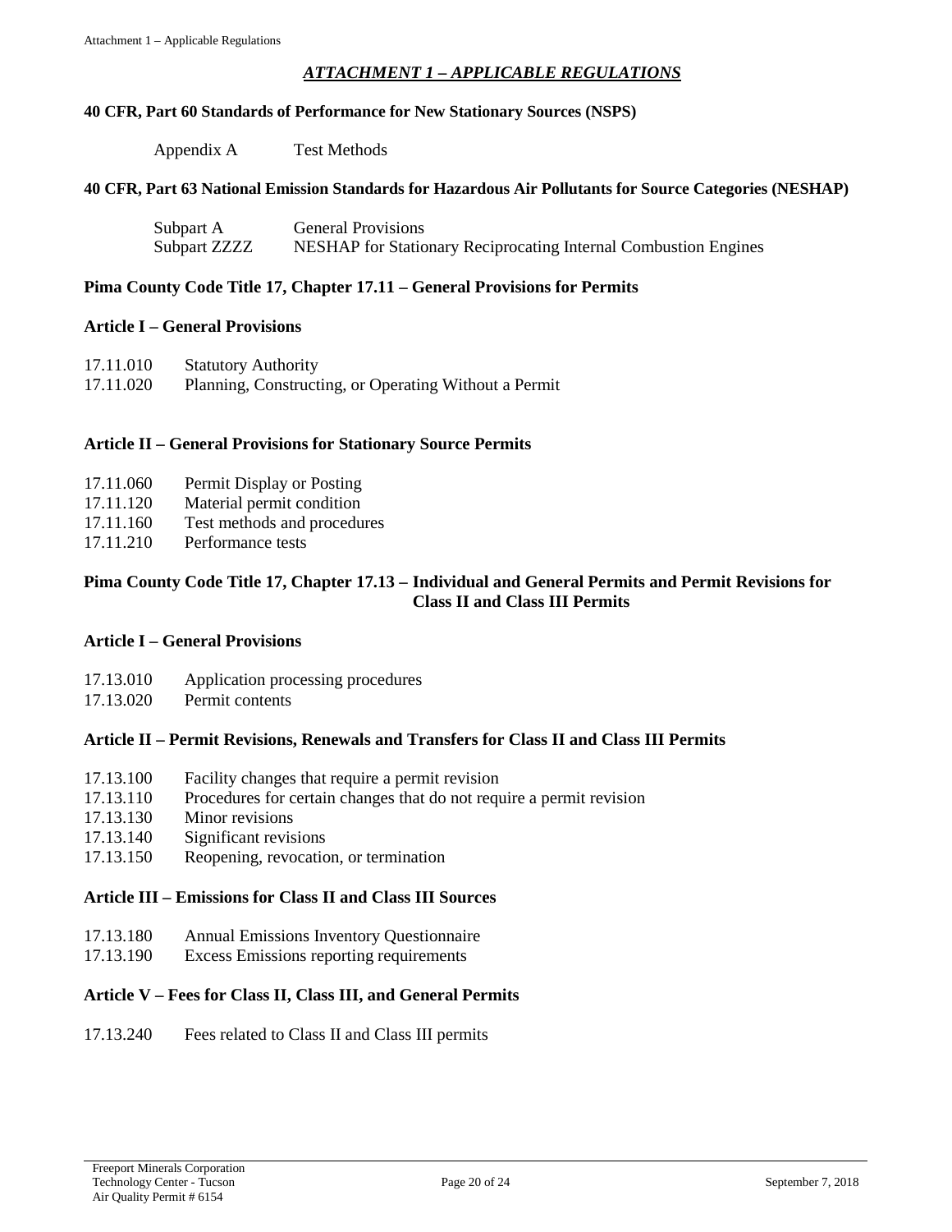# *ATTACHMENT 1 – APPLICABLE REGULATIONS*

**40 CFR, Part 60 Standards of Performance for New Stationary Sources (NSPS)**

| | |
|---|---|
| Appendix A | Test Methods |

**40 CFR, Part 63 National Emission Standards for Hazardous Air Pollutants for Source Categories (NESHAP)**

| | |
|---|---|
| Subpart A | General Provisions |
| Subpart ZZZZ | NESHAP for Stationary Reciprocating Internal Combustion Engines |

**Pima County Code Title 17, Chapter 17.11 – General Provisions for Permits**

**Article I – General Provisions**

| | |
|---|---|
| 17.11.010 | Statutory Authority |
| 17.11.020 | Planning, Constructing, or Operating Without a Permit |

**Article II – General Provisions for Stationary Source Permits**

| | |
|---|---|
| 17.11.060 | Permit Display or Posting |
| 17.11.120 | Material permit condition |
| 17.11.160 | Test methods and procedures |
| 17.11.210 | Performance tests |

**Pima County Code Title 17, Chapter 17.13 – Individual and General Permits and Permit Revisions for Class II and Class III Permits**

**Article I – General Provisions**

| | |
|---|---|
| 17.13.010 | Application processing procedures |
| 17.13.020 | Permit contents |

**Article II – Permit Revisions, Renewals and Transfers for Class II and Class III Permits**

| | |
|---|---|
| 17.13.100 | Facility changes that require a permit revision |
| 17.13.110 | Procedures for certain changes that do not require a permit revision |
| 17.13.130 | Minor revisions |
| 17.13.140 | Significant revisions |
| 17.13.150 | Reopening, revocation, or termination |

**Article III – Emissions for Class II and Class III Sources**

| | |
|---|---|
| 17.13.180 | Annual Emissions Inventory Questionnaire |
| 17.13.190 | Excess Emissions reporting requirements |

**Article V – Fees for Class II, Class III, and General Permits**

| | |
|---|---|
| 17.13.240 | Fees related to Class II and Class III permits |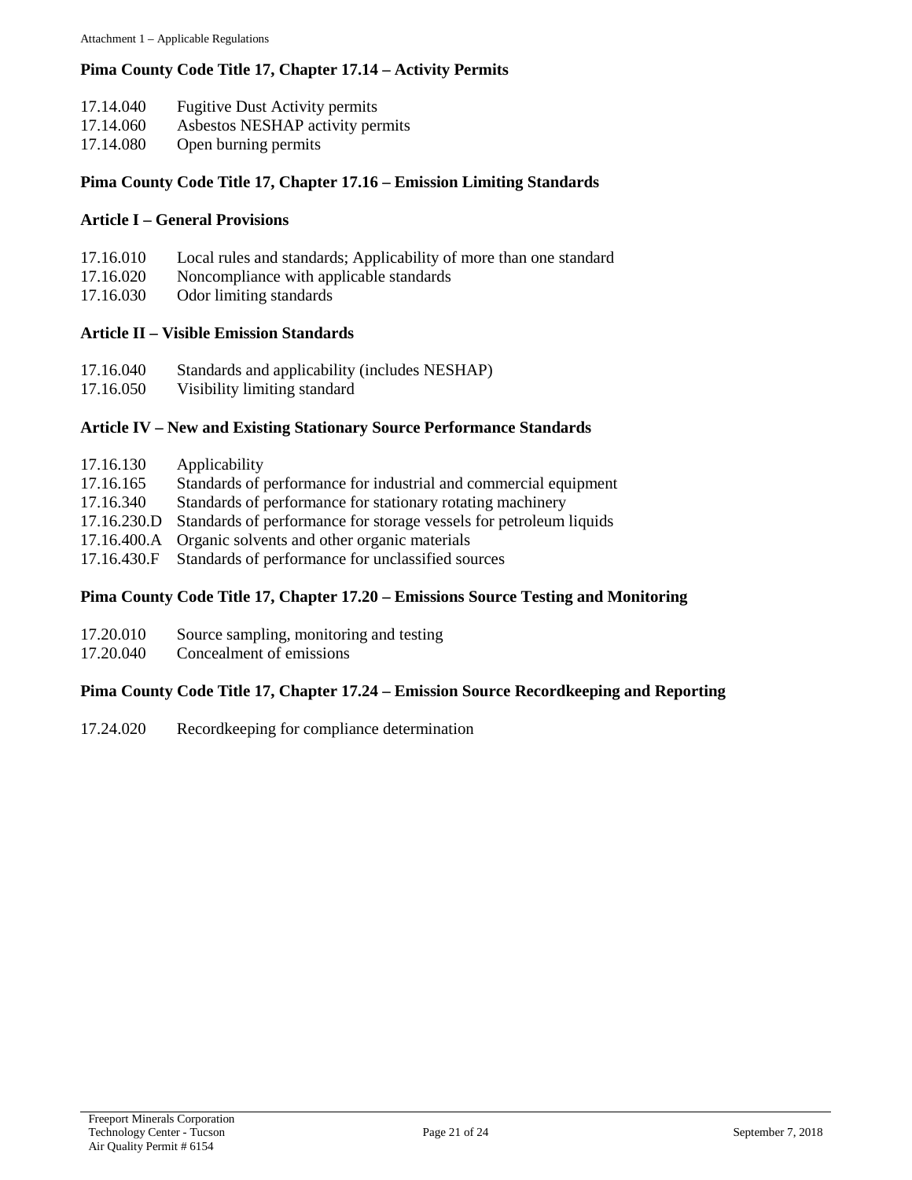## Pima County Code Title 17, Chapter 17.14 – Activity Permits

17.14.040 Fugitive Dust Activity permits
17.14.060 Asbestos NESHAP activity permits
17.14.080 Open burning permits

## Pima County Code Title 17, Chapter 17.16 – Emission Limiting Standards

### Article I – General Provisions

17.16.010 Local rules and standards; Applicability of more than one standard
17.16.020 Noncompliance with applicable standards
17.16.030 Odor limiting standards

### Article II – Visible Emission Standards

17.16.040 Standards and applicability (includes NESHAP)
17.16.050 Visibility limiting standard

### Article IV – New and Existing Stationary Source Performance Standards

17.16.130 Applicability
17.16.165 Standards of performance for industrial and commercial equipment
17.16.340 Standards of performance for stationary rotating machinery
17.16.230.D Standards of performance for storage vessels for petroleum liquids
17.16.400.A Organic solvents and other organic materials
17.16.430.F Standards of performance for unclassified sources

## Pima County Code Title 17, Chapter 17.20 – Emissions Source Testing and Monitoring

17.20.010 Source sampling, monitoring and testing
17.20.040 Concealment of emissions

## Pima County Code Title 17, Chapter 17.24 – Emission Source Recordkeeping and Reporting

17.24.020 Recordkeeping for compliance determination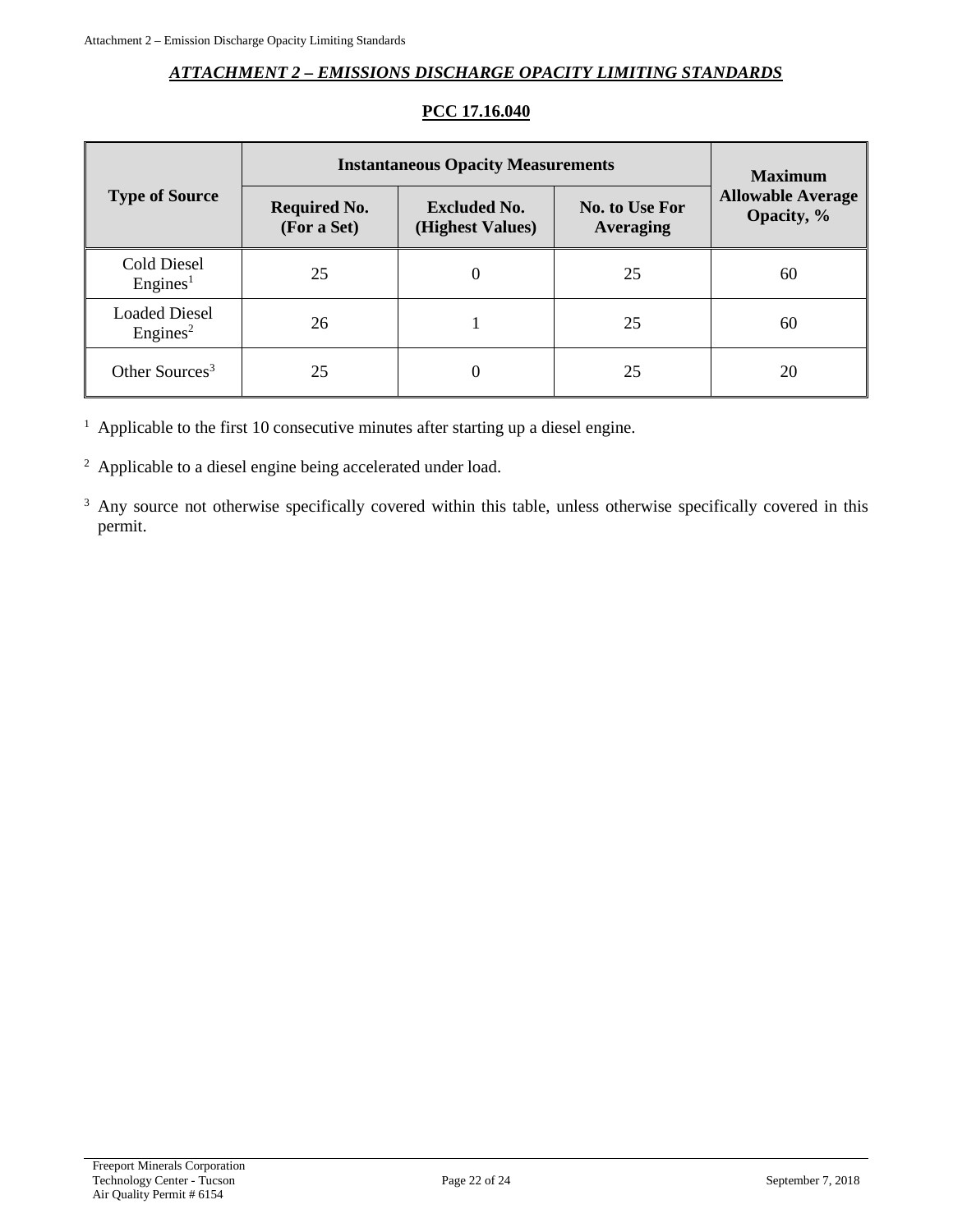## *ATTACHMENT 2 – EMISSIONS DISCHARGE OPACITY LIMITING STANDARDS*

### PCC 17.16.040

| Type of Source | Instantaneous Opacity Measurements | | | Maximum Allowable Average Opacity, % |
|---|---|---|---|---|
| | Required No. (For a Set) | Excluded No. (Highest Values) | No. to Use For Averaging | |
| Cold Diesel Engines[1] | 25 | 0 | 25 | 60 |
| Loaded Diesel Engines[2] | 26 | 1 | 25 | 60 |
| Other Sources[3] | 25 | 0 | 25 | 20 |

[1] Applicable to the first 10 consecutive minutes after starting up a diesel engine.

[2] Applicable to a diesel engine being accelerated under load.

[3] Any source not otherwise specifically covered within this table, unless otherwise specifically covered in this permit.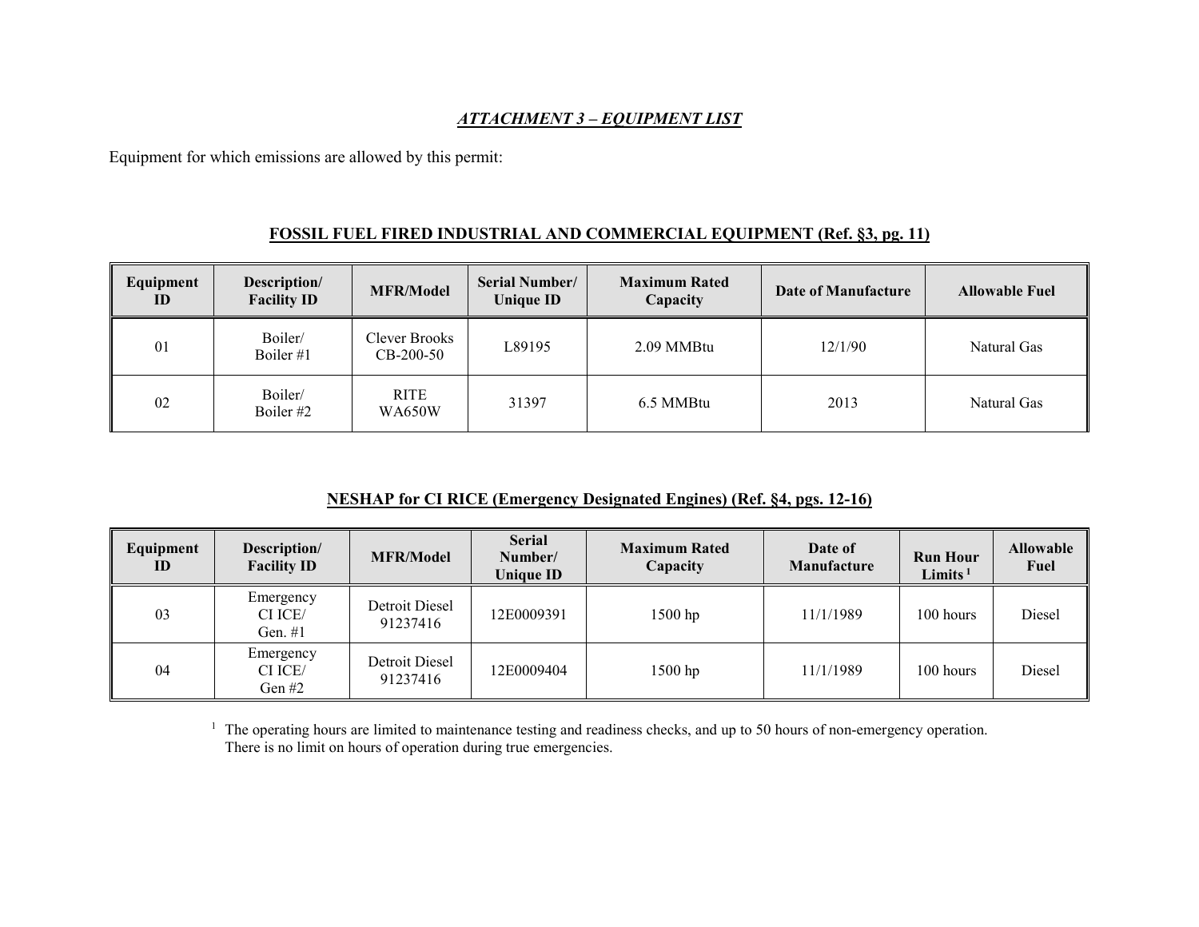## *ATTACHMENT 3 – EQUIPMENT LIST*

Equipment for which emissions are allowed by this permit:

### FOSSIL FUEL FIRED INDUSTRIAL AND COMMERCIAL EQUIPMENT (Ref. §3, pg. 11)

| Equipment ID | Description/ Facility ID | MFR/Model | Serial Number/ Unique ID | Maximum Rated Capacity | Date of Manufacture | Allowable Fuel |
|---|---|---|---|---|---|---|
| 01 | Boiler/ Boiler #1 | Clever Brooks CB-200-50 | L89195 | 2.09 MMBtu | 12/1/90 | Natural Gas |
| 02 | Boiler/ Boiler #2 | RITE WA650W | 31397 | 6.5 MMBtu | 2013 | Natural Gas |

### NESHAP for CI RICE (Emergency Designated Engines) (Ref. §4, pgs. 12-16)

| Equipment ID | Description/ Facility ID | MFR/Model | Serial Number/ Unique ID | Maximum Rated Capacity | Date of Manufacture | Run Hour Limits [1] | Allowable Fuel |
|---|---|---|---|---|---|---|---|
| 03 | Emergency CI ICE/ Gen. #1 | Detroit Diesel 91237416 | 12E0009391 | 1500 hp | 11/1/1989 | 100 hours | Diesel |
| 04 | Emergency CI ICE/ Gen #2 | Detroit Diesel 91237416 | 12E0009404 | 1500 hp | 11/1/1989 | 100 hours | Diesel |

[1] The operating hours are limited to maintenance testing and readiness checks, and up to 50 hours of non-emergency operation. There is no limit on hours of operation during true emergencies.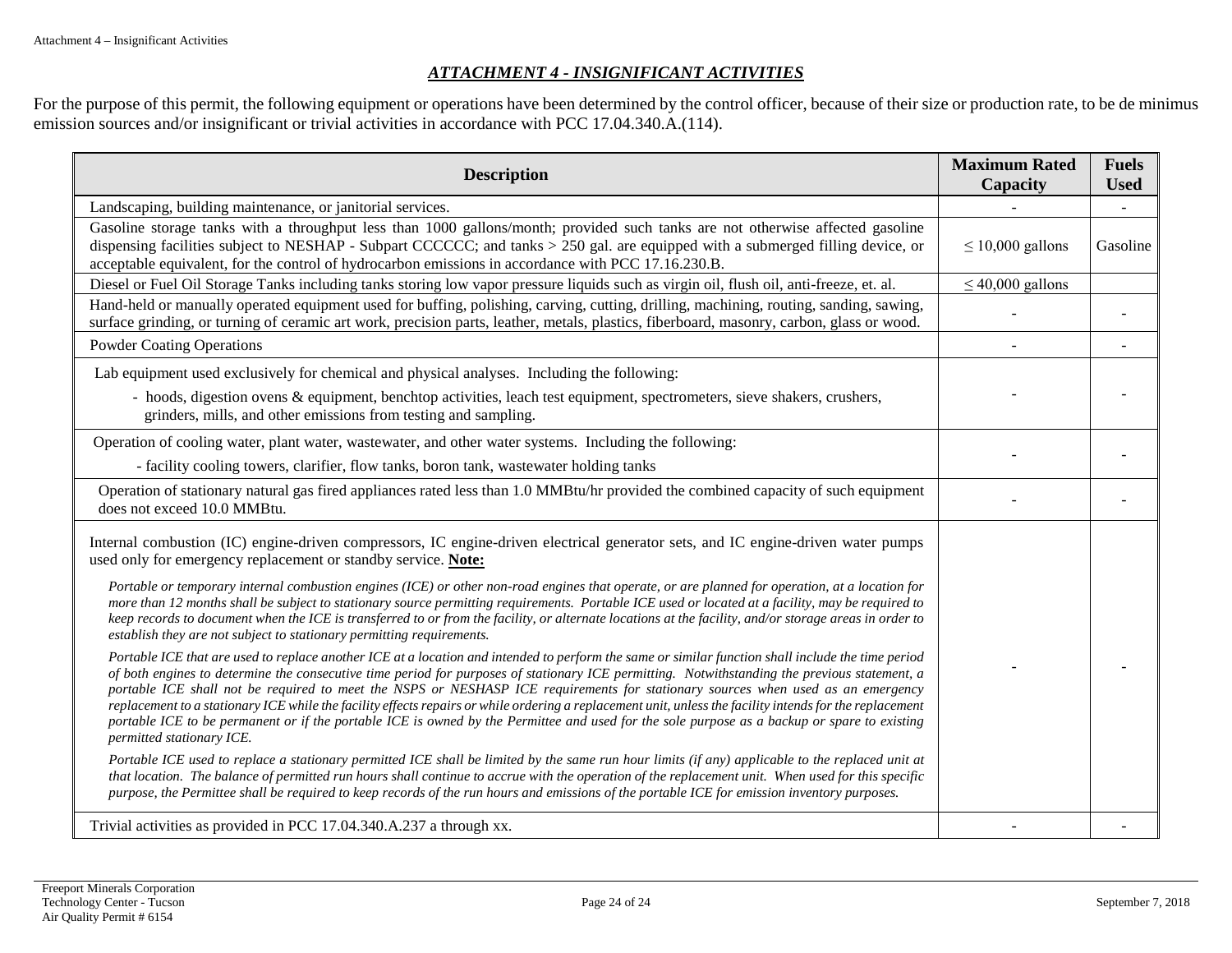## *ATTACHMENT 4 - INSIGNIFICANT ACTIVITIES*

For the purpose of this permit, the following equipment or operations have been determined by the control officer, because of their size or production rate, to be de minimus emission sources and/or insignificant or trivial activities in accordance with PCC 17.04.340.A.(114).

| Description | Maximum Rated Capacity | Fuels Used |
|---|---|---|
| Landscaping, building maintenance, or janitorial services. | - | - |
| Gasoline storage tanks with a throughput less than 1000 gallons/month; provided such tanks are not otherwise affected gasoline dispensing facilities subject to NESHAP - Subpart CCCCCC; and tanks > 250 gal. are equipped with a submerged filling device, or acceptable equivalent, for the control of hydrocarbon emissions in accordance with PCC 17.16.230.B. | ≤ 10,000 gallons | Gasoline |
| Diesel or Fuel Oil Storage Tanks including tanks storing low vapor pressure liquids such as virgin oil, flush oil, anti-freeze, et. al. | ≤ 40,000 gallons | |
| Hand-held or manually operated equipment used for buffing, polishing, carving, cutting, drilling, machining, routing, sanding, sawing, surface grinding, or turning of ceramic art work, precision parts, leather, metals, plastics, fiberboard, masonry, carbon, glass or wood. | - | - |
| Powder Coating Operations | - | - |
| Lab equipment used exclusively for chemical and physical analyses. Including the following:<br>- hoods, digestion ovens & equipment, benchtop activities, leach test equipment, spectrometers, sieve shakers, crushers, grinders, mills, and other emissions from testing and sampling. | - | - |
| Operation of cooling water, plant water, wastewater, and other water systems. Including the following:<br>- facility cooling towers, clarifier, flow tanks, boron tank, wastewater holding tanks | - | - |
| Operation of stationary natural gas fired appliances rated less than 1.0 MMBtu/hr provided the combined capacity of such equipment does not exceed 10.0 MMBtu. | - | - |
| Internal combustion (IC) engine-driven compressors, IC engine-driven electrical generator sets, and IC engine-driven water pumps used only for emergency replacement or standby service. **Note:**<br>*Portable or temporary internal combustion engines (ICE) or other non-road engines that operate, or are planned for operation, at a location for more than 12 months shall be subject to stationary source permitting requirements. Portable ICE used or located at a facility, may be required to keep records to document when the ICE is transferred to or from the facility, or alternate locations at the facility, and/or storage areas in order to establish they are not subject to stationary permitting requirements.*<br>*Portable ICE that are used to replace another ICE at a location and intended to perform the same or similar function shall include the time period of both engines to determine the consecutive time period for purposes of stationary ICE permitting. Notwithstanding the previous statement, a portable ICE shall not be required to meet the NSPS or NESHASP ICE requirements for stationary sources when used as an emergency replacement to a stationary ICE while the facility effects repairs or while ordering a replacement unit, unless the facility intends for the replacement portable ICE to be permanent or if the portable ICE is owned by the Permittee and used for the sole purpose as a backup or spare to existing permitted stationary ICE.*<br>*Portable ICE used to replace a stationary permitted ICE shall be limited by the same run hour limits (if any) applicable to the replaced unit at that location. The balance of permitted run hours shall continue to accrue with the operation of the replacement unit. When used for this specific purpose, the Permittee shall be required to keep records of the run hours and emissions of the portable ICE for emission inventory purposes.* | - | - |
| Trivial activities as provided in PCC 17.04.340.A.237 a through xx. | - | - |